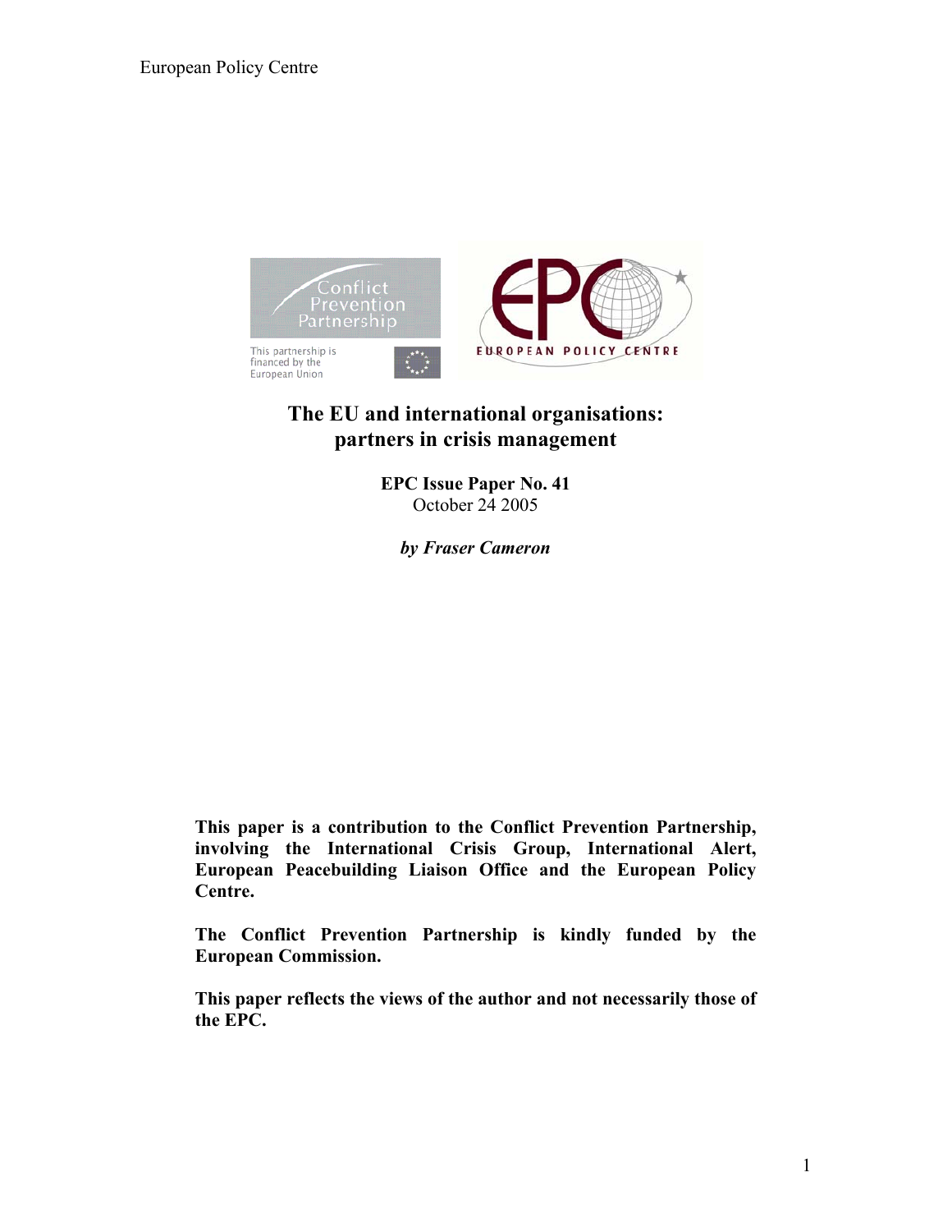# The EU and international organisations: partners in crisis management

**EPC Issue Paper No. 41**
October 24 2005

***by Fraser Cameron***

**This paper is a contribution to the Conflict Prevention Partnership, involving the International Crisis Group, International Alert, European Peacebuilding Liaison Office and the European Policy Centre.**

**The Conflict Prevention Partnership is kindly funded by the European Commission.**

**This paper reflects the views of the author and not necessarily those of the EPC.**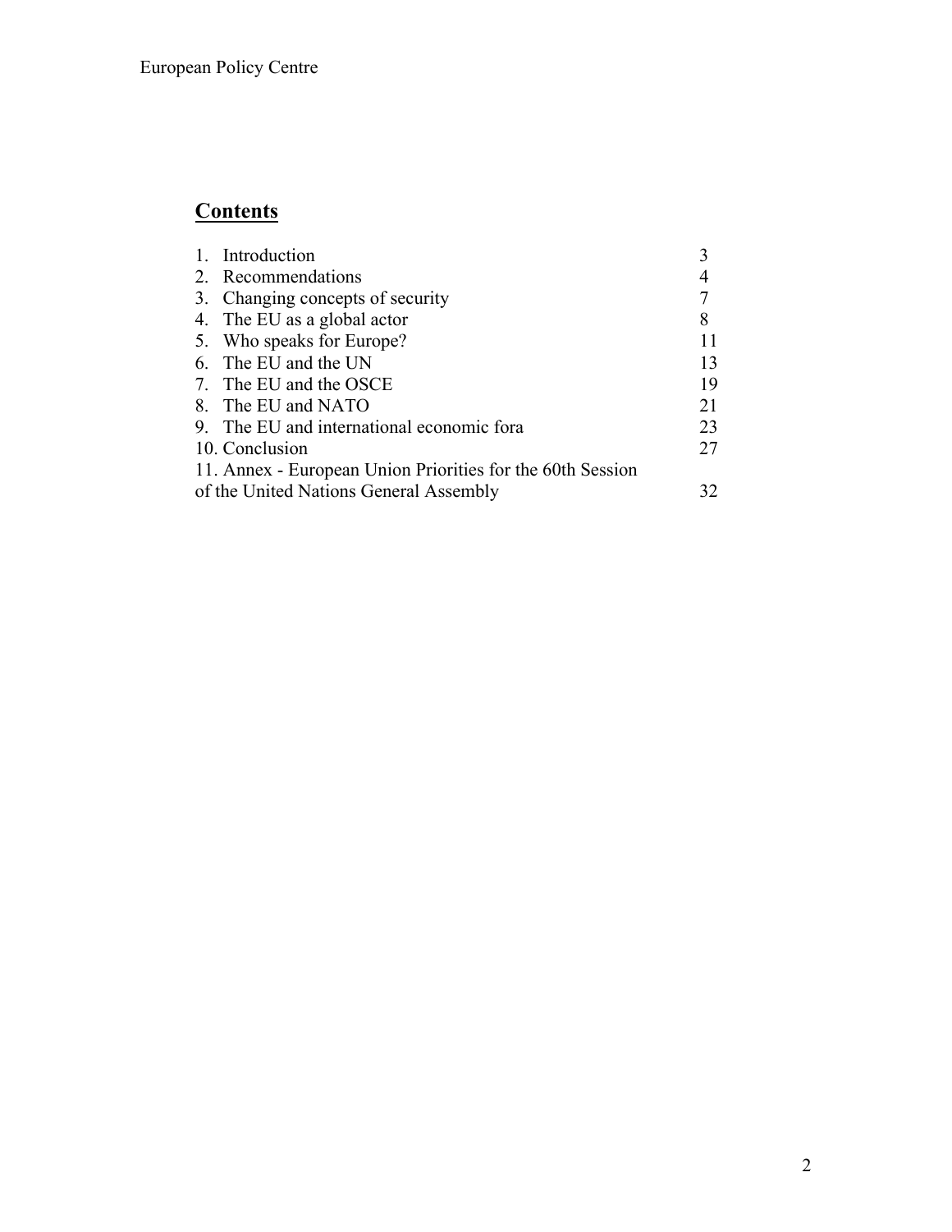## Contents

| | |
|---|---|
| 1. Introduction | 3 |
| 2. Recommendations | 4 |
| 3. Changing concepts of security | 7 |
| 4. The EU as a global actor | 8 |
| 5. Who speaks for Europe? | 11 |
| 6. The EU and the UN | 13 |
| 7. The EU and the OSCE | 19 |
| 8. The EU and NATO | 21 |
| 9. The EU and international economic fora | 23 |
| 10. Conclusion | 27 |
| 11. Annex - European Union Priorities for the 60th Session of the United Nations General Assembly | 32 |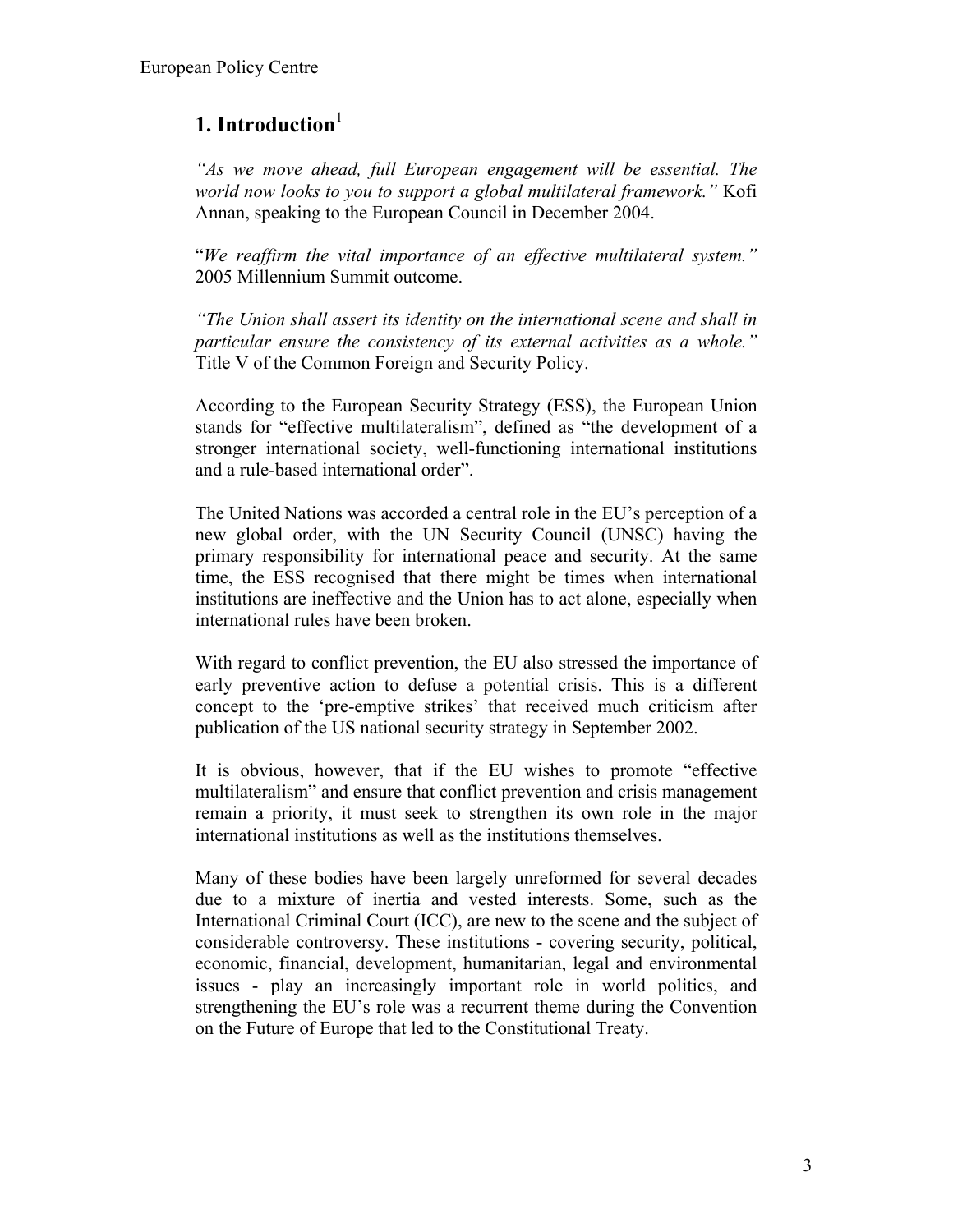## 1. Introduction[1]

*"As we move ahead, full European engagement will be essential. The world now looks to you to support a global multilateral framework."* Kofi Annan, speaking to the European Council in December 2004.

"*We reaffirm the vital importance of an effective multilateral system."* 2005 Millennium Summit outcome.

*"The Union shall assert its identity on the international scene and shall in particular ensure the consistency of its external activities as a whole."* Title V of the Common Foreign and Security Policy.

According to the European Security Strategy (ESS), the European Union stands for "effective multilateralism", defined as "the development of a stronger international society, well-functioning international institutions and a rule-based international order".

The United Nations was accorded a central role in the EU's perception of a new global order, with the UN Security Council (UNSC) having the primary responsibility for international peace and security. At the same time, the ESS recognised that there might be times when international institutions are ineffective and the Union has to act alone, especially when international rules have been broken.

With regard to conflict prevention, the EU also stressed the importance of early preventive action to defuse a potential crisis. This is a different concept to the 'pre-emptive strikes' that received much criticism after publication of the US national security strategy in September 2002.

It is obvious, however, that if the EU wishes to promote "effective multilateralism" and ensure that conflict prevention and crisis management remain a priority, it must seek to strengthen its own role in the major international institutions as well as the institutions themselves.

Many of these bodies have been largely unreformed for several decades due to a mixture of inertia and vested interests. Some, such as the International Criminal Court (ICC), are new to the scene and the subject of considerable controversy. These institutions - covering security, political, economic, financial, development, humanitarian, legal and environmental issues - play an increasingly important role in world politics, and strengthening the EU's role was a recurrent theme during the Convention on the Future of Europe that led to the Constitutional Treaty.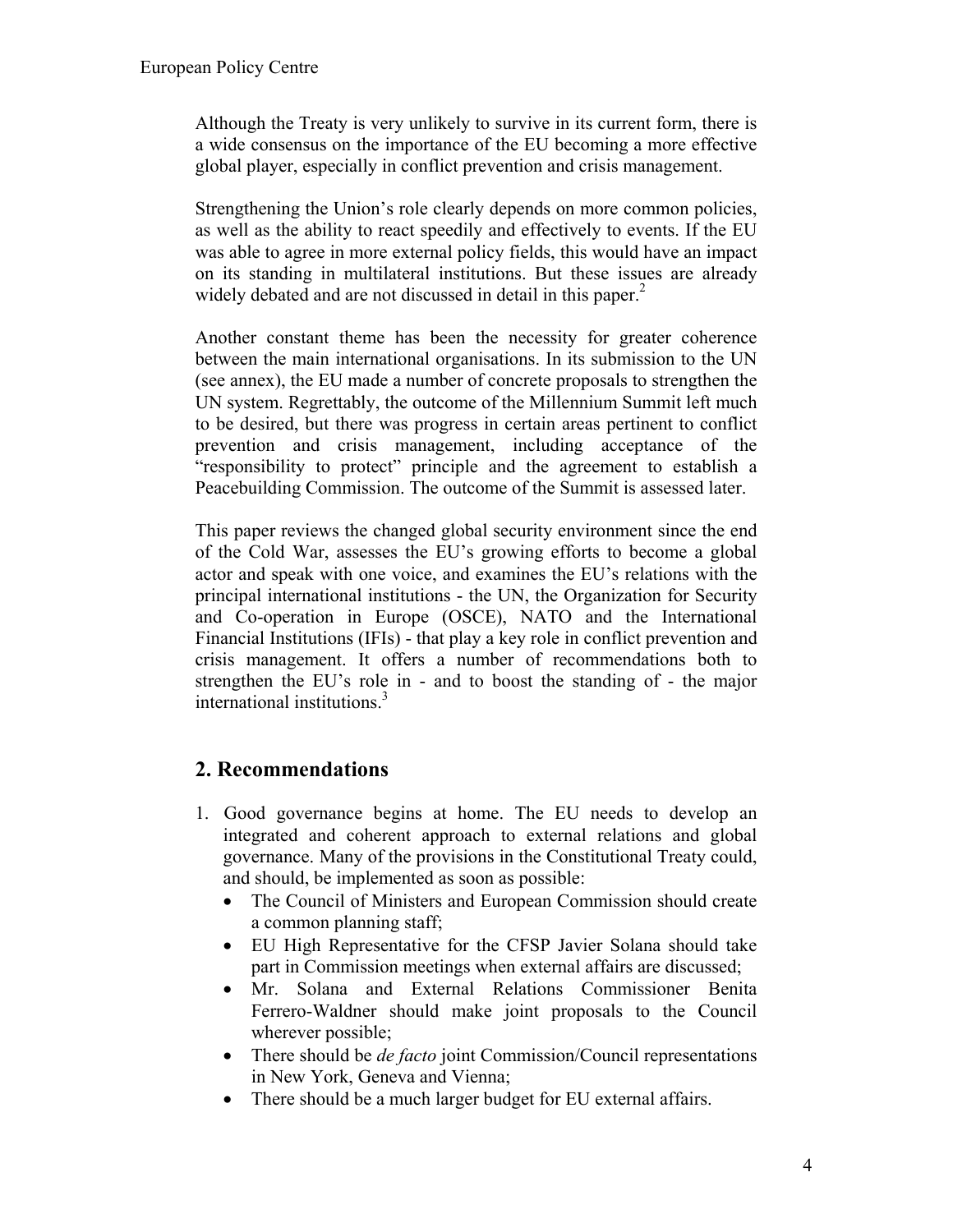Although the Treaty is very unlikely to survive in its current form, there is a wide consensus on the importance of the EU becoming a more effective global player, especially in conflict prevention and crisis management.

Strengthening the Union's role clearly depends on more common policies, as well as the ability to react speedily and effectively to events. If the EU was able to agree in more external policy fields, this would have an impact on its standing in multilateral institutions. But these issues are already widely debated and are not discussed in detail in this paper.[2]

Another constant theme has been the necessity for greater coherence between the main international organisations. In its submission to the UN (see annex), the EU made a number of concrete proposals to strengthen the UN system. Regrettably, the outcome of the Millennium Summit left much to be desired, but there was progress in certain areas pertinent to conflict prevention and crisis management, including acceptance of the "responsibility to protect" principle and the agreement to establish a Peacebuilding Commission. The outcome of the Summit is assessed later.

This paper reviews the changed global security environment since the end of the Cold War, assesses the EU's growing efforts to become a global actor and speak with one voice, and examines the EU's relations with the principal international institutions - the UN, the Organization for Security and Co-operation in Europe (OSCE), NATO and the International Financial Institutions (IFIs) - that play a key role in conflict prevention and crisis management. It offers a number of recommendations both to strengthen the EU's role in - and to boost the standing of - the major international institutions.[3]

## 2. Recommendations

1. Good governance begins at home. The EU needs to develop an integrated and coherent approach to external relations and global governance. Many of the provisions in the Constitutional Treaty could, and should, be implemented as soon as possible:
   - The Council of Ministers and European Commission should create a common planning staff;
   - EU High Representative for the CFSP Javier Solana should take part in Commission meetings when external affairs are discussed;
   - Mr. Solana and External Relations Commissioner Benita Ferrero-Waldner should make joint proposals to the Council wherever possible;
   - There should be *de facto* joint Commission/Council representations in New York, Geneva and Vienna;
   - There should be a much larger budget for EU external affairs.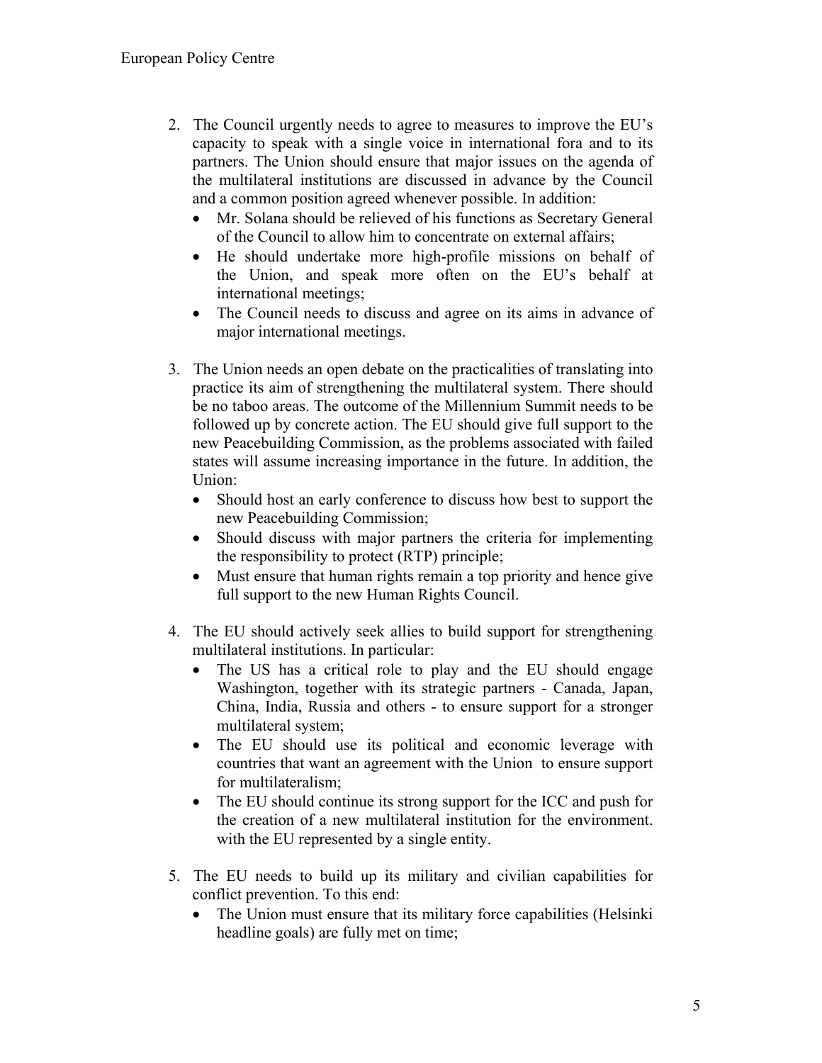2. The Council urgently needs to agree to measures to improve the EU's capacity to speak with a single voice in international fora and to its partners. The Union should ensure that major issues on the agenda of the multilateral institutions are discussed in advance by the Council and a common position agreed whenever possible. In addition:
   - Mr. Solana should be relieved of his functions as Secretary General of the Council to allow him to concentrate on external affairs;
   - He should undertake more high-profile missions on behalf of the Union, and speak more often on the EU's behalf at international meetings;
   - The Council needs to discuss and agree on its aims in advance of major international meetings.

3. The Union needs an open debate on the practicalities of translating into practice its aim of strengthening the multilateral system. There should be no taboo areas. The outcome of the Millennium Summit needs to be followed up by concrete action. The EU should give full support to the new Peacebuilding Commission, as the problems associated with failed states will assume increasing importance in the future. In addition, the Union:
   - Should host an early conference to discuss how best to support the new Peacebuilding Commission;
   - Should discuss with major partners the criteria for implementing the responsibility to protect (RTP) principle;
   - Must ensure that human rights remain a top priority and hence give full support to the new Human Rights Council.

4. The EU should actively seek allies to build support for strengthening multilateral institutions. In particular:
   - The US has a critical role to play and the EU should engage Washington, together with its strategic partners - Canada, Japan, China, India, Russia and others - to ensure support for a stronger multilateral system;
   - The EU should use its political and economic leverage with countries that want an agreement with the Union to ensure support for multilateralism;
   - The EU should continue its strong support for the ICC and push for the creation of a new multilateral institution for the environment. with the EU represented by a single entity.

5. The EU needs to build up its military and civilian capabilities for conflict prevention. To this end:
   - The Union must ensure that its military force capabilities (Helsinki headline goals) are fully met on time;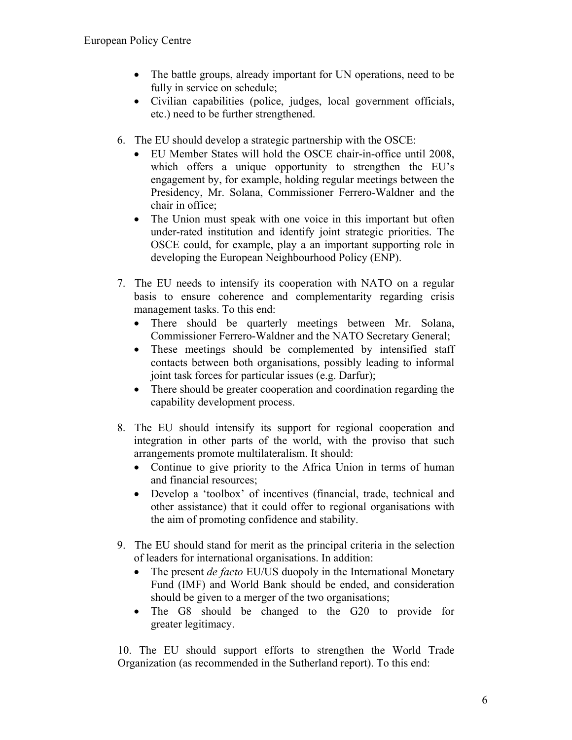- The battle groups, already important for UN operations, need to be fully in service on schedule;
- Civilian capabilities (police, judges, local government officials, etc.) need to be further strengthened.

6. The EU should develop a strategic partnership with the OSCE:
   - EU Member States will hold the OSCE chair-in-office until 2008, which offers a unique opportunity to strengthen the EU's engagement by, for example, holding regular meetings between the Presidency, Mr. Solana, Commissioner Ferrero-Waldner and the chair in office;
   - The Union must speak with one voice in this important but often under-rated institution and identify joint strategic priorities. The OSCE could, for example, play a an important supporting role in developing the European Neighbourhood Policy (ENP).

7. The EU needs to intensify its cooperation with NATO on a regular basis to ensure coherence and complementarity regarding crisis management tasks. To this end:
   - There should be quarterly meetings between Mr. Solana, Commissioner Ferrero-Waldner and the NATO Secretary General;
   - These meetings should be complemented by intensified staff contacts between both organisations, possibly leading to informal joint task forces for particular issues (e.g. Darfur);
   - There should be greater cooperation and coordination regarding the capability development process.

8. The EU should intensify its support for regional cooperation and integration in other parts of the world, with the proviso that such arrangements promote multilateralism. It should:
   - Continue to give priority to the Africa Union in terms of human and financial resources;
   - Develop a 'toolbox' of incentives (financial, trade, technical and other assistance) that it could offer to regional organisations with the aim of promoting confidence and stability.

9. The EU should stand for merit as the principal criteria in the selection of leaders for international organisations. In addition:
   - The present *de facto* EU/US duopoly in the International Monetary Fund (IMF) and World Bank should be ended, and consideration should be given to a merger of the two organisations;
   - The G8 should be changed to the G20 to provide for greater legitimacy.

10. The EU should support efforts to strengthen the World Trade Organization (as recommended in the Sutherland report). To this end: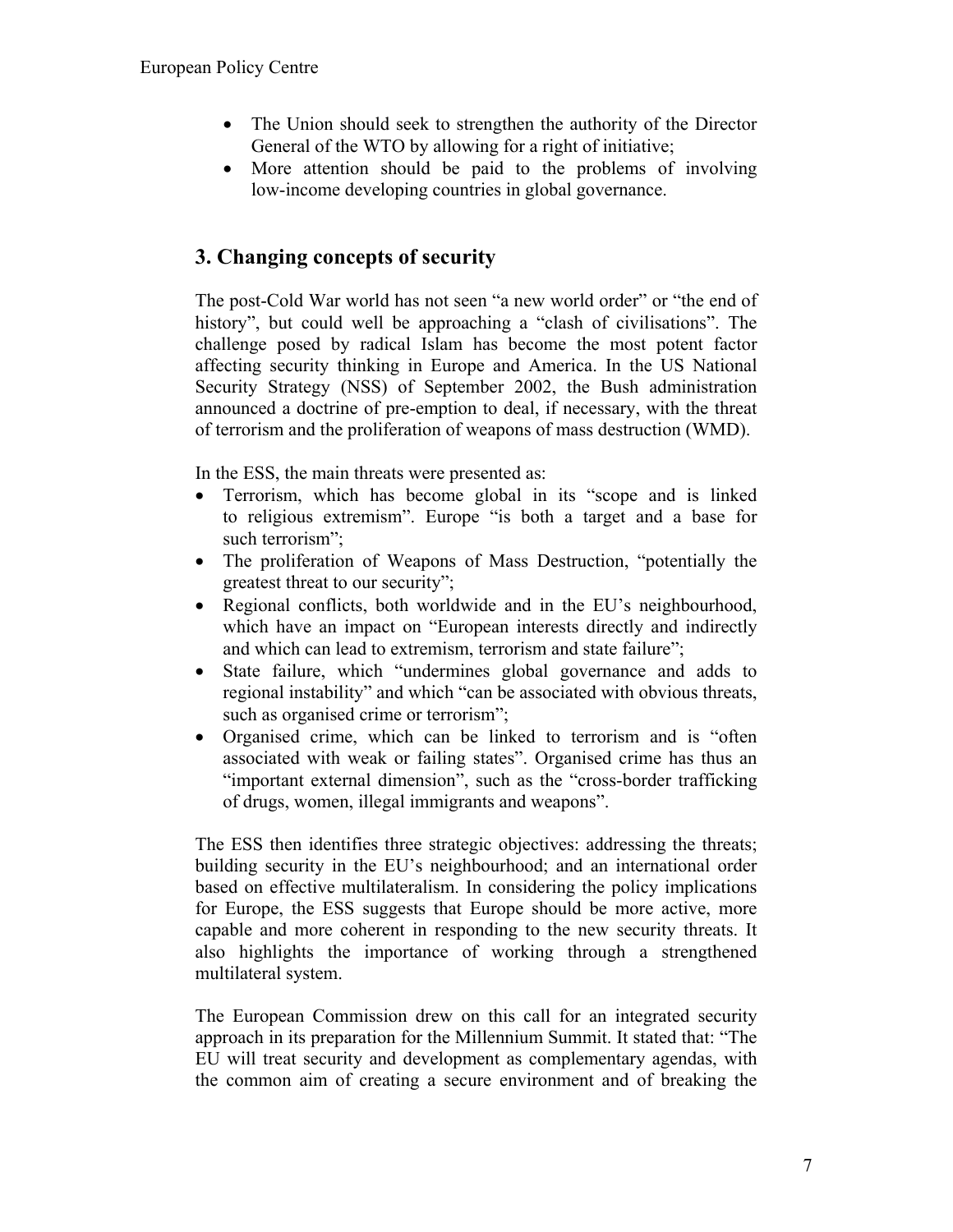- The Union should seek to strengthen the authority of the Director General of the WTO by allowing for a right of initiative;
- More attention should be paid to the problems of involving low-income developing countries in global governance.

## 3. Changing concepts of security

The post-Cold War world has not seen "a new world order" or "the end of history", but could well be approaching a "clash of civilisations". The challenge posed by radical Islam has become the most potent factor affecting security thinking in Europe and America. In the US National Security Strategy (NSS) of September 2002, the Bush administration announced a doctrine of pre-emption to deal, if necessary, with the threat of terrorism and the proliferation of weapons of mass destruction (WMD).

In the ESS, the main threats were presented as:

- Terrorism, which has become global in its "scope and is linked to religious extremism". Europe "is both a target and a base for such terrorism";
- The proliferation of Weapons of Mass Destruction, "potentially the greatest threat to our security";
- Regional conflicts, both worldwide and in the EU's neighbourhood, which have an impact on "European interests directly and indirectly and which can lead to extremism, terrorism and state failure";
- State failure, which "undermines global governance and adds to regional instability" and which "can be associated with obvious threats, such as organised crime or terrorism";
- Organised crime, which can be linked to terrorism and is "often associated with weak or failing states". Organised crime has thus an "important external dimension", such as the "cross-border trafficking of drugs, women, illegal immigrants and weapons".

The ESS then identifies three strategic objectives: addressing the threats; building security in the EU's neighbourhood; and an international order based on effective multilateralism. In considering the policy implications for Europe, the ESS suggests that Europe should be more active, more capable and more coherent in responding to the new security threats. It also highlights the importance of working through a strengthened multilateral system.

The European Commission drew on this call for an integrated security approach in its preparation for the Millennium Summit. It stated that: "The EU will treat security and development as complementary agendas, with the common aim of creating a secure environment and of breaking the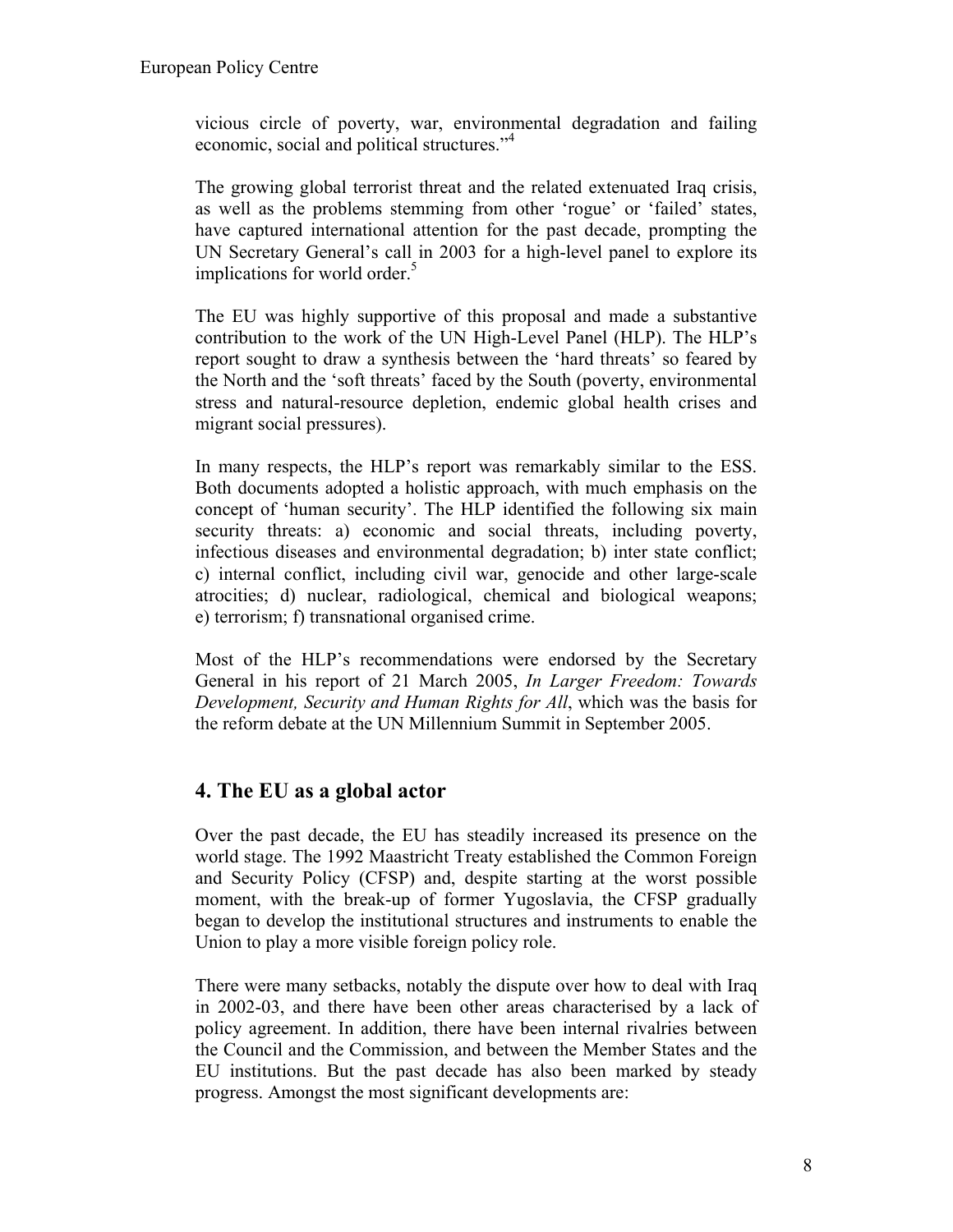vicious circle of poverty, war, environmental degradation and failing economic, social and political structures."[4]

The growing global terrorist threat and the related extenuated Iraq crisis, as well as the problems stemming from other 'rogue' or 'failed' states, have captured international attention for the past decade, prompting the UN Secretary General's call in 2003 for a high-level panel to explore its implications for world order.[5]

The EU was highly supportive of this proposal and made a substantive contribution to the work of the UN High-Level Panel (HLP). The HLP's report sought to draw a synthesis between the 'hard threats' so feared by the North and the 'soft threats' faced by the South (poverty, environmental stress and natural-resource depletion, endemic global health crises and migrant social pressures).

In many respects, the HLP's report was remarkably similar to the ESS. Both documents adopted a holistic approach, with much emphasis on the concept of 'human security'. The HLP identified the following six main security threats: a) economic and social threats, including poverty, infectious diseases and environmental degradation; b) inter state conflict; c) internal conflict, including civil war, genocide and other large-scale atrocities; d) nuclear, radiological, chemical and biological weapons; e) terrorism; f) transnational organised crime.

Most of the HLP's recommendations were endorsed by the Secretary General in his report of 21 March 2005, *In Larger Freedom: Towards Development, Security and Human Rights for All*, which was the basis for the reform debate at the UN Millennium Summit in September 2005.

## 4. The EU as a global actor

Over the past decade, the EU has steadily increased its presence on the world stage. The 1992 Maastricht Treaty established the Common Foreign and Security Policy (CFSP) and, despite starting at the worst possible moment, with the break-up of former Yugoslavia, the CFSP gradually began to develop the institutional structures and instruments to enable the Union to play a more visible foreign policy role.

There were many setbacks, notably the dispute over how to deal with Iraq in 2002-03, and there have been other areas characterised by a lack of policy agreement. In addition, there have been internal rivalries between the Council and the Commission, and between the Member States and the EU institutions. But the past decade has also been marked by steady progress. Amongst the most significant developments are: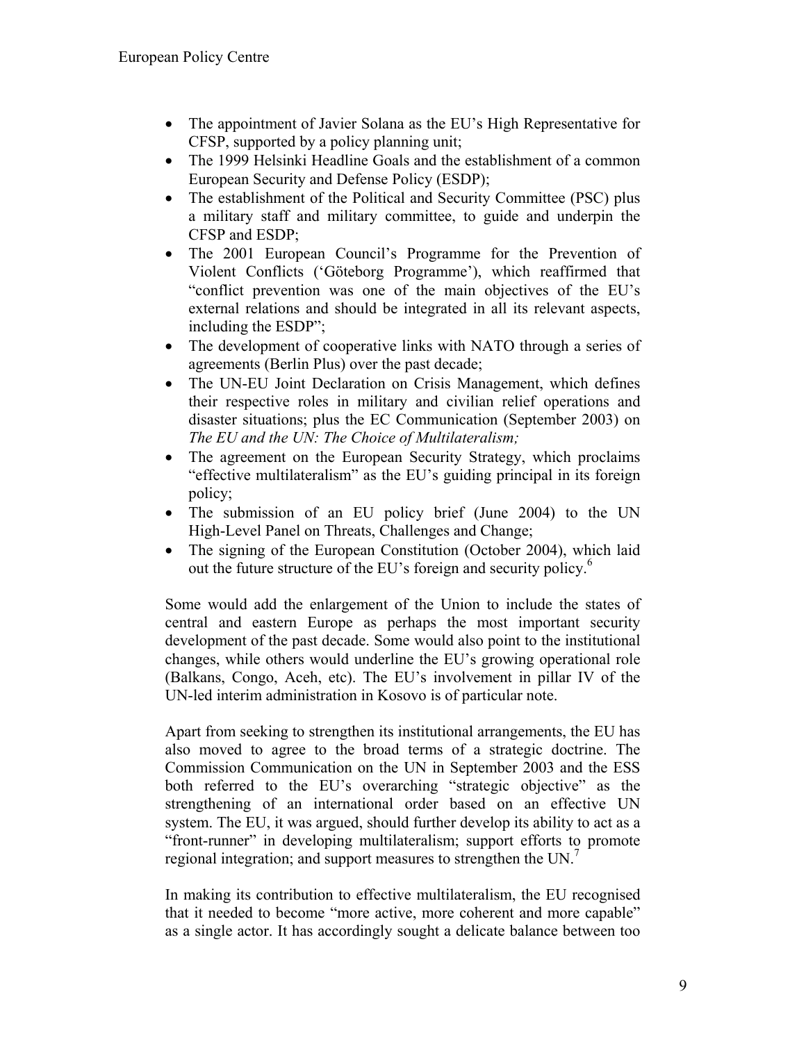- The appointment of Javier Solana as the EU's High Representative for CFSP, supported by a policy planning unit;
- The 1999 Helsinki Headline Goals and the establishment of a common European Security and Defense Policy (ESDP);
- The establishment of the Political and Security Committee (PSC) plus a military staff and military committee, to guide and underpin the CFSP and ESDP;
- The 2001 European Council's Programme for the Prevention of Violent Conflicts ('Göteborg Programme'), which reaffirmed that "conflict prevention was one of the main objectives of the EU's external relations and should be integrated in all its relevant aspects, including the ESDP";
- The development of cooperative links with NATO through a series of agreements (Berlin Plus) over the past decade;
- The UN-EU Joint Declaration on Crisis Management, which defines their respective roles in military and civilian relief operations and disaster situations; plus the EC Communication (September 2003) on *The EU and the UN: The Choice of Multilateralism;*
- The agreement on the European Security Strategy, which proclaims "effective multilateralism" as the EU's guiding principal in its foreign policy;
- The submission of an EU policy brief (June 2004) to the UN High-Level Panel on Threats, Challenges and Change;
- The signing of the European Constitution (October 2004), which laid out the future structure of the EU's foreign and security policy.[6]

Some would add the enlargement of the Union to include the states of central and eastern Europe as perhaps the most important security development of the past decade. Some would also point to the institutional changes, while others would underline the EU's growing operational role (Balkans, Congo, Aceh, etc). The EU's involvement in pillar IV of the UN-led interim administration in Kosovo is of particular note.

Apart from seeking to strengthen its institutional arrangements, the EU has also moved to agree to the broad terms of a strategic doctrine. The Commission Communication on the UN in September 2003 and the ESS both referred to the EU's overarching "strategic objective" as the strengthening of an international order based on an effective UN system. The EU, it was argued, should further develop its ability to act as a "front-runner" in developing multilateralism; support efforts to promote regional integration; and support measures to strengthen the UN.[7]

In making its contribution to effective multilateralism, the EU recognised that it needed to become "more active, more coherent and more capable" as a single actor. It has accordingly sought a delicate balance between too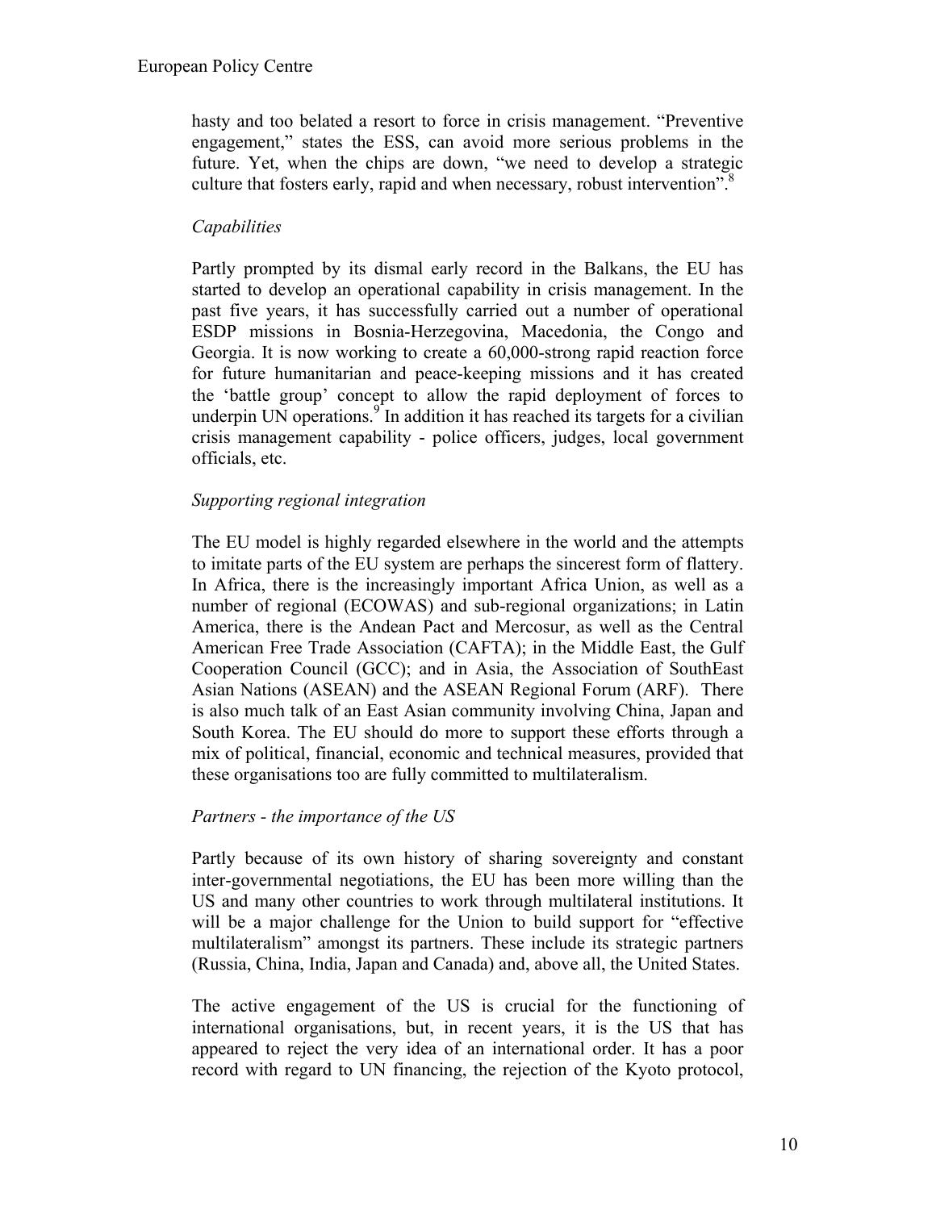hasty and too belated a resort to force in crisis management. "Preventive engagement," states the ESS, can avoid more serious problems in the future. Yet, when the chips are down, "we need to develop a strategic culture that fosters early, rapid and when necessary, robust intervention".[8]

*Capabilities*

Partly prompted by its dismal early record in the Balkans, the EU has started to develop an operational capability in crisis management. In the past five years, it has successfully carried out a number of operational ESDP missions in Bosnia-Herzegovina, Macedonia, the Congo and Georgia. It is now working to create a 60,000-strong rapid reaction force for future humanitarian and peace-keeping missions and it has created the 'battle group' concept to allow the rapid deployment of forces to underpin UN operations.[9] In addition it has reached its targets for a civilian crisis management capability - police officers, judges, local government officials, etc.

*Supporting regional integration*

The EU model is highly regarded elsewhere in the world and the attempts to imitate parts of the EU system are perhaps the sincerest form of flattery. In Africa, there is the increasingly important Africa Union, as well as a number of regional (ECOWAS) and sub-regional organizations; in Latin America, there is the Andean Pact and Mercosur, as well as the Central American Free Trade Association (CAFTA); in the Middle East, the Gulf Cooperation Council (GCC); and in Asia, the Association of SouthEast Asian Nations (ASEAN) and the ASEAN Regional Forum (ARF). There is also much talk of an East Asian community involving China, Japan and South Korea. The EU should do more to support these efforts through a mix of political, financial, economic and technical measures, provided that these organisations too are fully committed to multilateralism.

*Partners - the importance of the US*

Partly because of its own history of sharing sovereignty and constant inter-governmental negotiations, the EU has been more willing than the US and many other countries to work through multilateral institutions. It will be a major challenge for the Union to build support for "effective multilateralism" amongst its partners. These include its strategic partners (Russia, China, India, Japan and Canada) and, above all, the United States.

The active engagement of the US is crucial for the functioning of international organisations, but, in recent years, it is the US that has appeared to reject the very idea of an international order. It has a poor record with regard to UN financing, the rejection of the Kyoto protocol,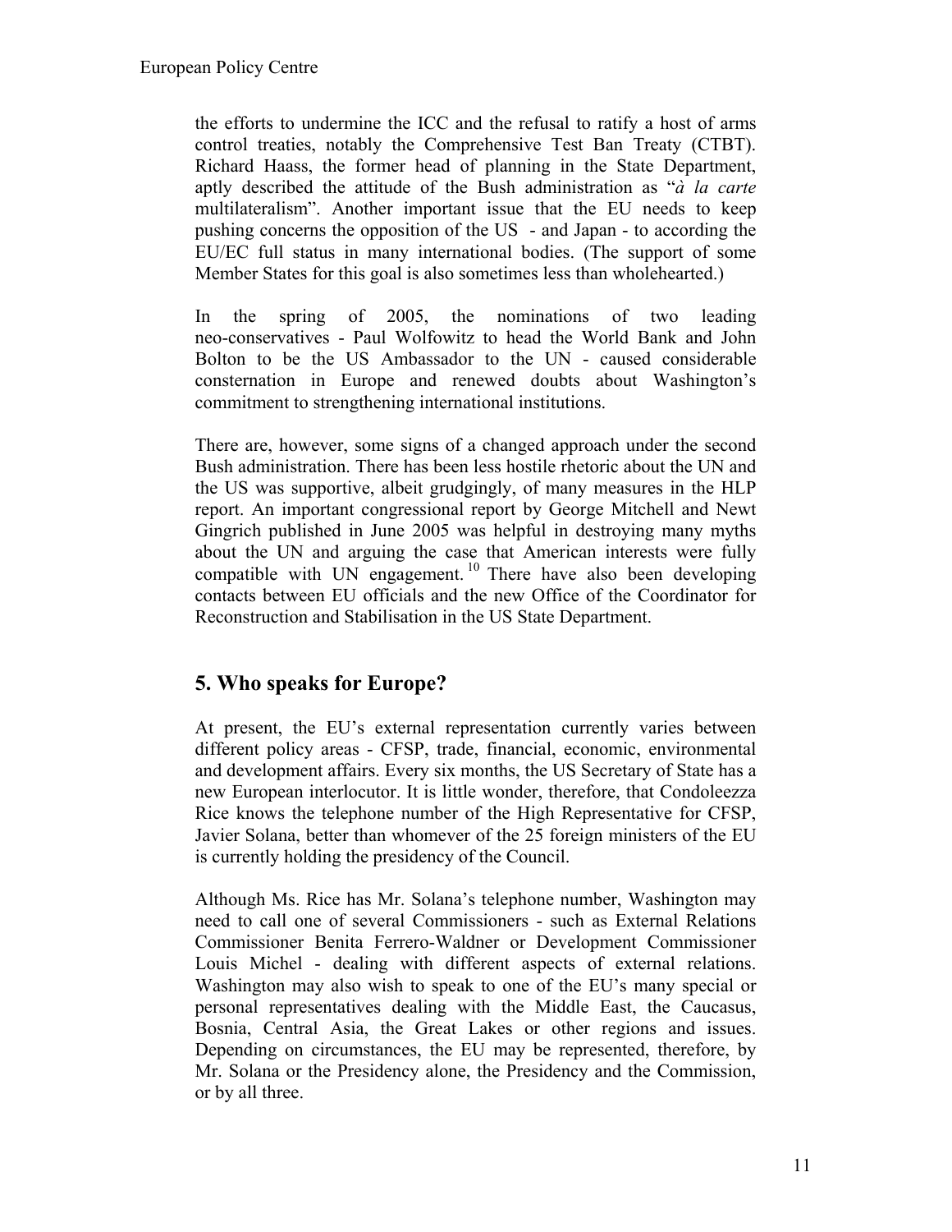the efforts to undermine the ICC and the refusal to ratify a host of arms control treaties, notably the Comprehensive Test Ban Treaty (CTBT). Richard Haass, the former head of planning in the State Department, aptly described the attitude of the Bush administration as "*à la carte* multilateralism". Another important issue that the EU needs to keep pushing concerns the opposition of the US - and Japan - to according the EU/EC full status in many international bodies. (The support of some Member States for this goal is also sometimes less than wholehearted.)

In the spring of 2005, the nominations of two leading neo-conservatives - Paul Wolfowitz to head the World Bank and John Bolton to be the US Ambassador to the UN - caused considerable consternation in Europe and renewed doubts about Washington's commitment to strengthening international institutions.

There are, however, some signs of a changed approach under the second Bush administration. There has been less hostile rhetoric about the UN and the US was supportive, albeit grudgingly, of many measures in the HLP report. An important congressional report by George Mitchell and Newt Gingrich published in June 2005 was helpful in destroying many myths about the UN and arguing the case that American interests were fully compatible with UN engagement.[10] There have also been developing contacts between EU officials and the new Office of the Coordinator for Reconstruction and Stabilisation in the US State Department.

## 5. Who speaks for Europe?

At present, the EU's external representation currently varies between different policy areas - CFSP, trade, financial, economic, environmental and development affairs. Every six months, the US Secretary of State has a new European interlocutor. It is little wonder, therefore, that Condoleezza Rice knows the telephone number of the High Representative for CFSP, Javier Solana, better than whomever of the 25 foreign ministers of the EU is currently holding the presidency of the Council.

Although Ms. Rice has Mr. Solana's telephone number, Washington may need to call one of several Commissioners - such as External Relations Commissioner Benita Ferrero-Waldner or Development Commissioner Louis Michel - dealing with different aspects of external relations. Washington may also wish to speak to one of the EU's many special or personal representatives dealing with the Middle East, the Caucasus, Bosnia, Central Asia, the Great Lakes or other regions and issues. Depending on circumstances, the EU may be represented, therefore, by Mr. Solana or the Presidency alone, the Presidency and the Commission, or by all three.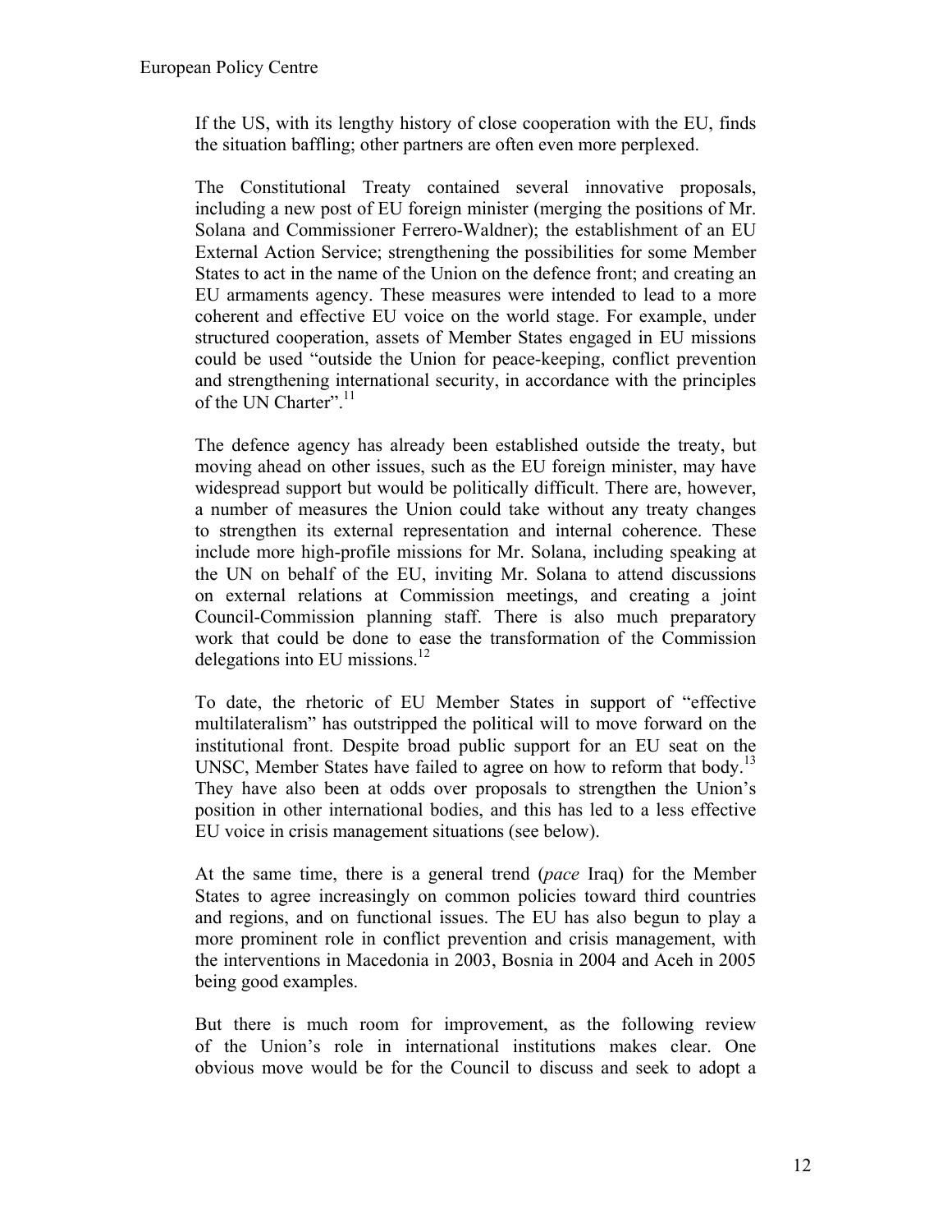If the US, with its lengthy history of close cooperation with the EU, finds the situation baffling; other partners are often even more perplexed.

The Constitutional Treaty contained several innovative proposals, including a new post of EU foreign minister (merging the positions of Mr. Solana and Commissioner Ferrero-Waldner); the establishment of an EU External Action Service; strengthening the possibilities for some Member States to act in the name of the Union on the defence front; and creating an EU armaments agency. These measures were intended to lead to a more coherent and effective EU voice on the world stage. For example, under structured cooperation, assets of Member States engaged in EU missions could be used "outside the Union for peace-keeping, conflict prevention and strengthening international security, in accordance with the principles of the UN Charter".[11]

The defence agency has already been established outside the treaty, but moving ahead on other issues, such as the EU foreign minister, may have widespread support but would be politically difficult. There are, however, a number of measures the Union could take without any treaty changes to strengthen its external representation and internal coherence. These include more high-profile missions for Mr. Solana, including speaking at the UN on behalf of the EU, inviting Mr. Solana to attend discussions on external relations at Commission meetings, and creating a joint Council-Commission planning staff. There is also much preparatory work that could be done to ease the transformation of the Commission delegations into EU missions.[12]

To date, the rhetoric of EU Member States in support of "effective multilateralism" has outstripped the political will to move forward on the institutional front. Despite broad public support for an EU seat on the UNSC, Member States have failed to agree on how to reform that body.[13] They have also been at odds over proposals to strengthen the Union's position in other international bodies, and this has led to a less effective EU voice in crisis management situations (see below).

At the same time, there is a general trend (*pace* Iraq) for the Member States to agree increasingly on common policies toward third countries and regions, and on functional issues. The EU has also begun to play a more prominent role in conflict prevention and crisis management, with the interventions in Macedonia in 2003, Bosnia in 2004 and Aceh in 2005 being good examples.

But there is much room for improvement, as the following review of the Union's role in international institutions makes clear. One obvious move would be for the Council to discuss and seek to adopt a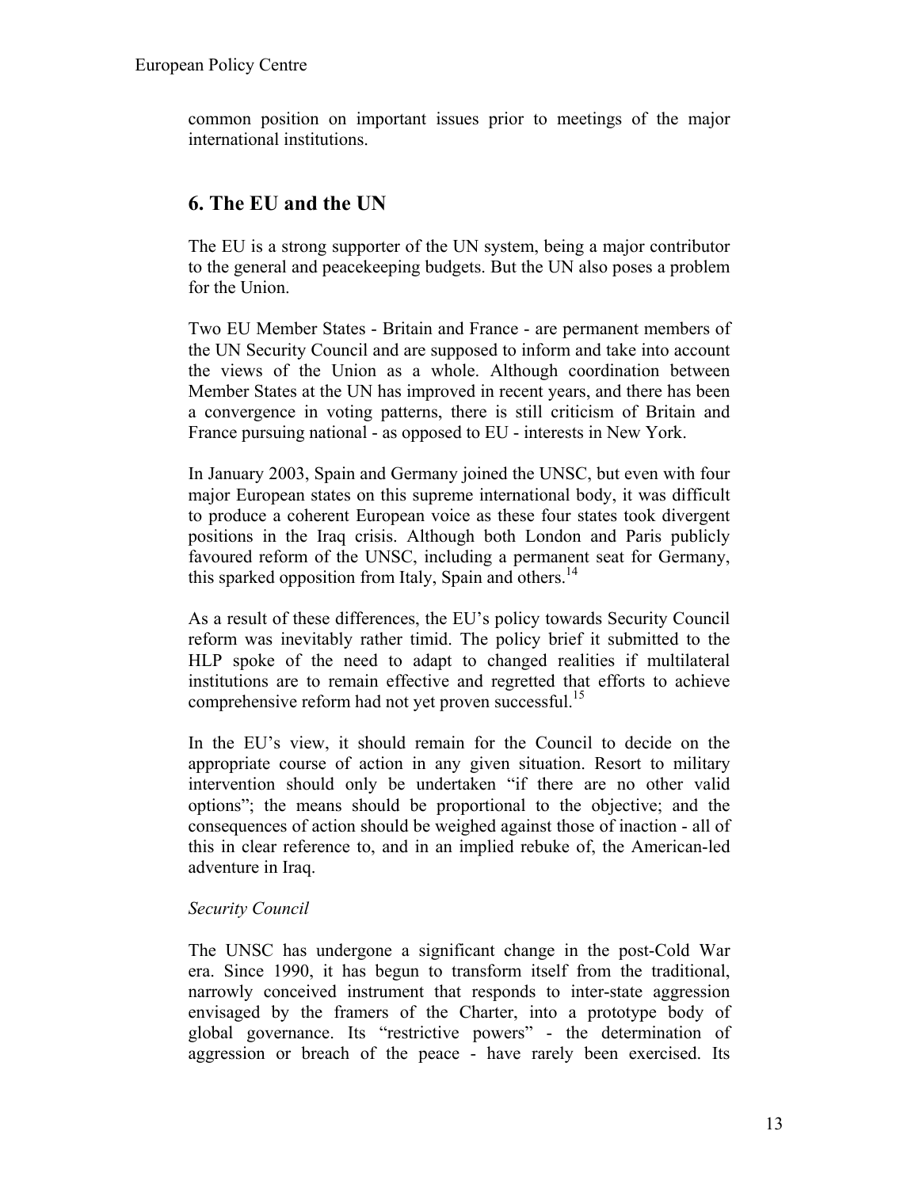common position on important issues prior to meetings of the major international institutions.

## 6. The EU and the UN

The EU is a strong supporter of the UN system, being a major contributor to the general and peacekeeping budgets. But the UN also poses a problem for the Union.

Two EU Member States - Britain and France - are permanent members of the UN Security Council and are supposed to inform and take into account the views of the Union as a whole. Although coordination between Member States at the UN has improved in recent years, and there has been a convergence in voting patterns, there is still criticism of Britain and France pursuing national - as opposed to EU - interests in New York.

In January 2003, Spain and Germany joined the UNSC, but even with four major European states on this supreme international body, it was difficult to produce a coherent European voice as these four states took divergent positions in the Iraq crisis. Although both London and Paris publicly favoured reform of the UNSC, including a permanent seat for Germany, this sparked opposition from Italy, Spain and others.[14]

As a result of these differences, the EU's policy towards Security Council reform was inevitably rather timid. The policy brief it submitted to the HLP spoke of the need to adapt to changed realities if multilateral institutions are to remain effective and regretted that efforts to achieve comprehensive reform had not yet proven successful.[15]

In the EU's view, it should remain for the Council to decide on the appropriate course of action in any given situation. Resort to military intervention should only be undertaken "if there are no other valid options"; the means should be proportional to the objective; and the consequences of action should be weighed against those of inaction - all of this in clear reference to, and in an implied rebuke of, the American-led adventure in Iraq.

*Security Council*

The UNSC has undergone a significant change in the post-Cold War era. Since 1990, it has begun to transform itself from the traditional, narrowly conceived instrument that responds to inter-state aggression envisaged by the framers of the Charter, into a prototype body of global governance. Its "restrictive powers" - the determination of aggression or breach of the peace - have rarely been exercised. Its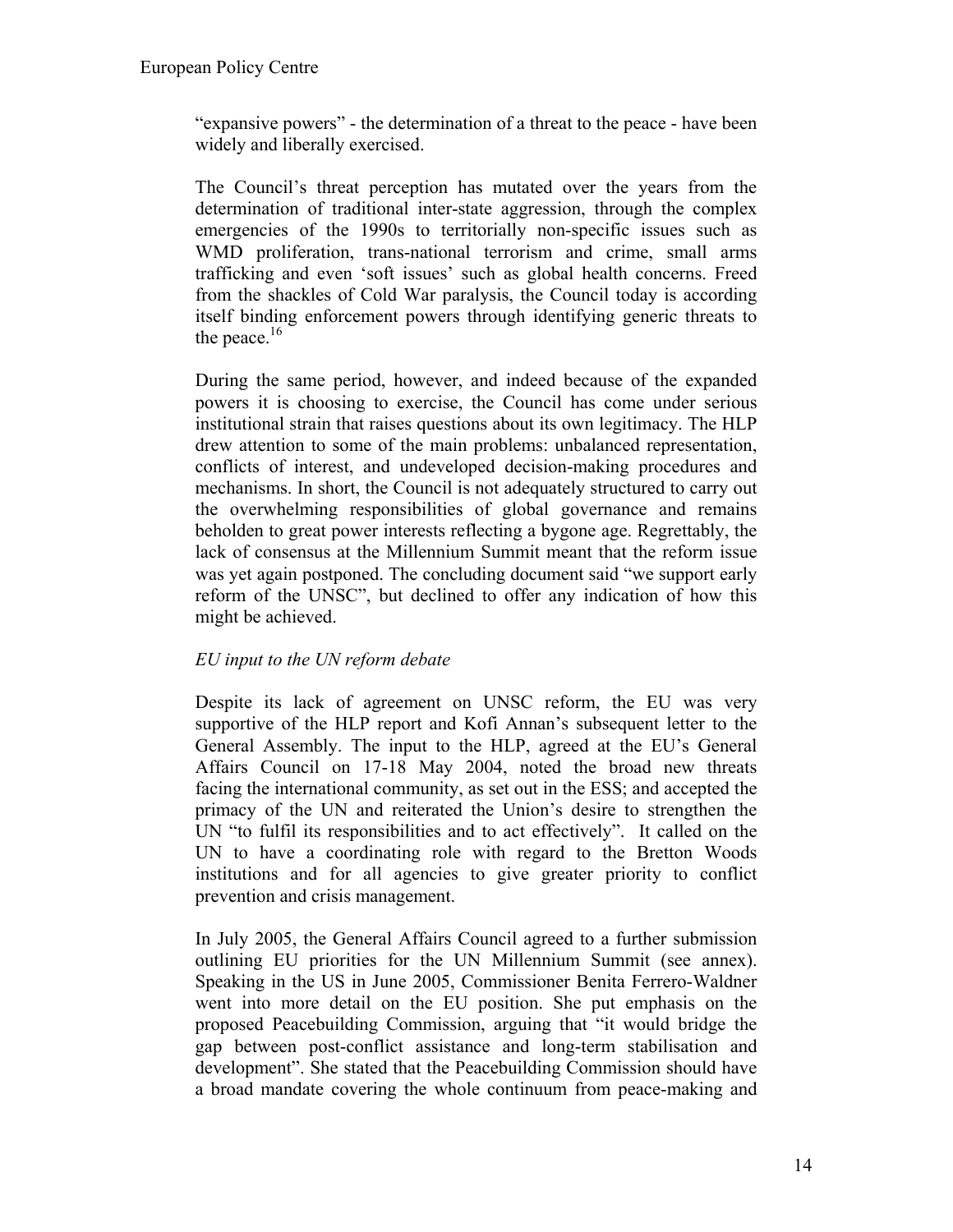"expansive powers" - the determination of a threat to the peace - have been widely and liberally exercised.

The Council's threat perception has mutated over the years from the determination of traditional inter-state aggression, through the complex emergencies of the 1990s to territorially non-specific issues such as WMD proliferation, trans-national terrorism and crime, small arms trafficking and even 'soft issues' such as global health concerns. Freed from the shackles of Cold War paralysis, the Council today is according itself binding enforcement powers through identifying generic threats to the peace.[16]

During the same period, however, and indeed because of the expanded powers it is choosing to exercise, the Council has come under serious institutional strain that raises questions about its own legitimacy. The HLP drew attention to some of the main problems: unbalanced representation, conflicts of interest, and undeveloped decision-making procedures and mechanisms. In short, the Council is not adequately structured to carry out the overwhelming responsibilities of global governance and remains beholden to great power interests reflecting a bygone age. Regrettably, the lack of consensus at the Millennium Summit meant that the reform issue was yet again postponed. The concluding document said "we support early reform of the UNSC", but declined to offer any indication of how this might be achieved.

*EU input to the UN reform debate*

Despite its lack of agreement on UNSC reform, the EU was very supportive of the HLP report and Kofi Annan's subsequent letter to the General Assembly. The input to the HLP, agreed at the EU's General Affairs Council on 17-18 May 2004, noted the broad new threats facing the international community, as set out in the ESS; and accepted the primacy of the UN and reiterated the Union's desire to strengthen the UN "to fulfil its responsibilities and to act effectively". It called on the UN to have a coordinating role with regard to the Bretton Woods institutions and for all agencies to give greater priority to conflict prevention and crisis management.

In July 2005, the General Affairs Council agreed to a further submission outlining EU priorities for the UN Millennium Summit (see annex). Speaking in the US in June 2005, Commissioner Benita Ferrero-Waldner went into more detail on the EU position. She put emphasis on the proposed Peacebuilding Commission, arguing that "it would bridge the gap between post-conflict assistance and long-term stabilisation and development". She stated that the Peacebuilding Commission should have a broad mandate covering the whole continuum from peace-making and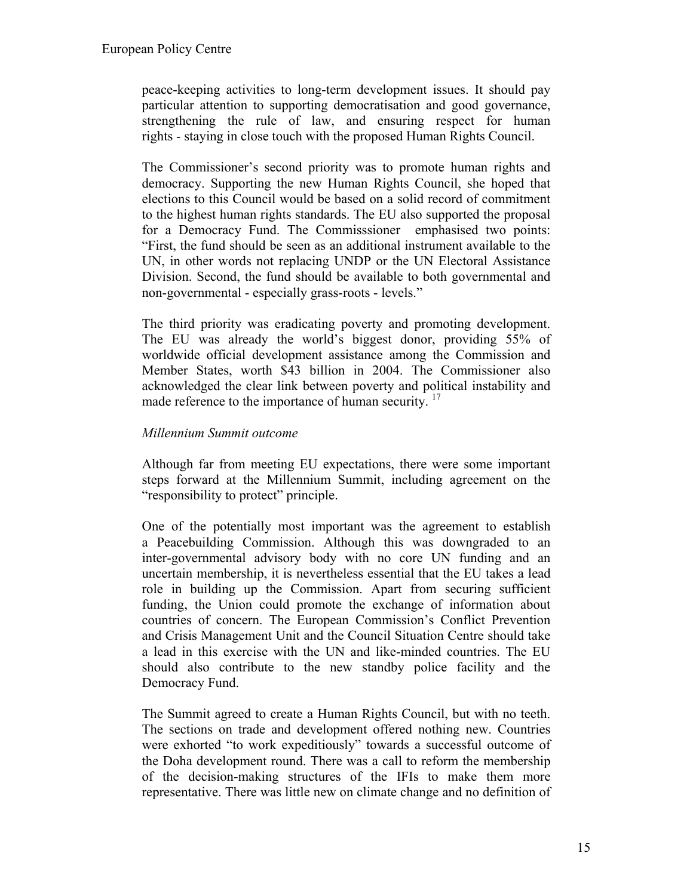peace-keeping activities to long-term development issues. It should pay particular attention to supporting democratisation and good governance, strengthening the rule of law, and ensuring respect for human rights - staying in close touch with the proposed Human Rights Council.

The Commissioner's second priority was to promote human rights and democracy. Supporting the new Human Rights Council, she hoped that elections to this Council would be based on a solid record of commitment to the highest human rights standards. The EU also supported the proposal for a Democracy Fund. The Commisssioner emphasised two points: "First, the fund should be seen as an additional instrument available to the UN, in other words not replacing UNDP or the UN Electoral Assistance Division. Second, the fund should be available to both governmental and non-governmental - especially grass-roots - levels."

The third priority was eradicating poverty and promoting development. The EU was already the world's biggest donor, providing 55% of worldwide official development assistance among the Commission and Member States, worth $43 billion in 2004. The Commissioner also acknowledged the clear link between poverty and political instability and made reference to the importance of human security. [17]

*Millennium Summit outcome*

Although far from meeting EU expectations, there were some important steps forward at the Millennium Summit, including agreement on the "responsibility to protect" principle.

One of the potentially most important was the agreement to establish a Peacebuilding Commission. Although this was downgraded to an inter-governmental advisory body with no core UN funding and an uncertain membership, it is nevertheless essential that the EU takes a lead role in building up the Commission. Apart from securing sufficient funding, the Union could promote the exchange of information about countries of concern. The European Commission's Conflict Prevention and Crisis Management Unit and the Council Situation Centre should take a lead in this exercise with the UN and like-minded countries. The EU should also contribute to the new standby police facility and the Democracy Fund.

The Summit agreed to create a Human Rights Council, but with no teeth. The sections on trade and development offered nothing new. Countries were exhorted "to work expeditiously" towards a successful outcome of the Doha development round. There was a call to reform the membership of the decision-making structures of the IFIs to make them more representative. There was little new on climate change and no definition of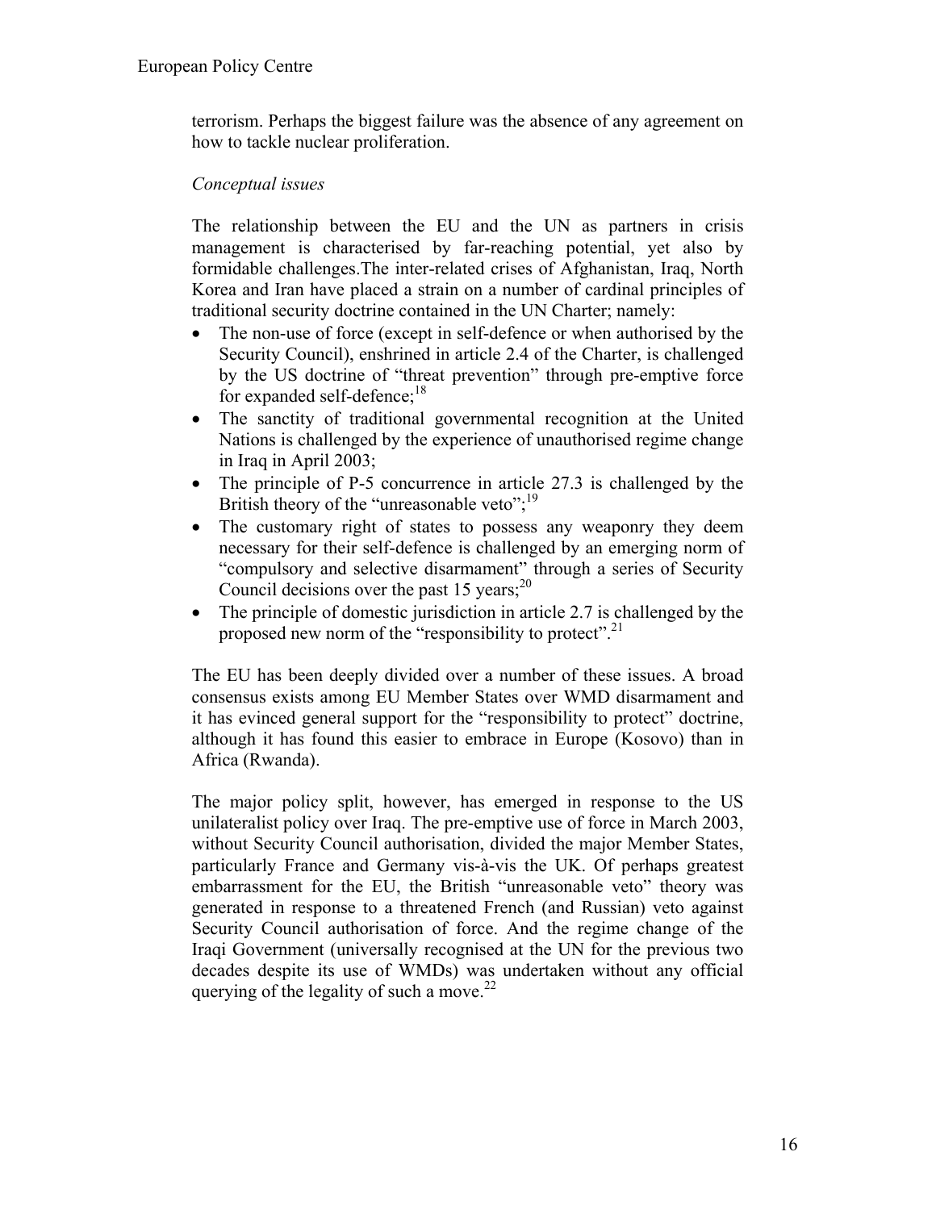terrorism. Perhaps the biggest failure was the absence of any agreement on how to tackle nuclear proliferation.

*Conceptual issues*

The relationship between the EU and the UN as partners in crisis management is characterised by far-reaching potential, yet also by formidable challenges.The inter-related crises of Afghanistan, Iraq, North Korea and Iran have placed a strain on a number of cardinal principles of traditional security doctrine contained in the UN Charter; namely:

- The non-use of force (except in self-defence or when authorised by the Security Council), enshrined in article 2.4 of the Charter, is challenged by the US doctrine of "threat prevention" through pre-emptive force for expanded self-defence;[18]
- The sanctity of traditional governmental recognition at the United Nations is challenged by the experience of unauthorised regime change in Iraq in April 2003;
- The principle of P-5 concurrence in article 27.3 is challenged by the British theory of the "unreasonable veto";[19]
- The customary right of states to possess any weaponry they deem necessary for their self-defence is challenged by an emerging norm of "compulsory and selective disarmament" through a series of Security Council decisions over the past 15 years;[20]
- The principle of domestic jurisdiction in article 2.7 is challenged by the proposed new norm of the "responsibility to protect".[21]

The EU has been deeply divided over a number of these issues. A broad consensus exists among EU Member States over WMD disarmament and it has evinced general support for the "responsibility to protect" doctrine, although it has found this easier to embrace in Europe (Kosovo) than in Africa (Rwanda).

The major policy split, however, has emerged in response to the US unilateralist policy over Iraq. The pre-emptive use of force in March 2003, without Security Council authorisation, divided the major Member States, particularly France and Germany vis-à-vis the UK. Of perhaps greatest embarrassment for the EU, the British "unreasonable veto" theory was generated in response to a threatened French (and Russian) veto against Security Council authorisation of force. And the regime change of the Iraqi Government (universally recognised at the UN for the previous two decades despite its use of WMDs) was undertaken without any official querying of the legality of such a move.[22]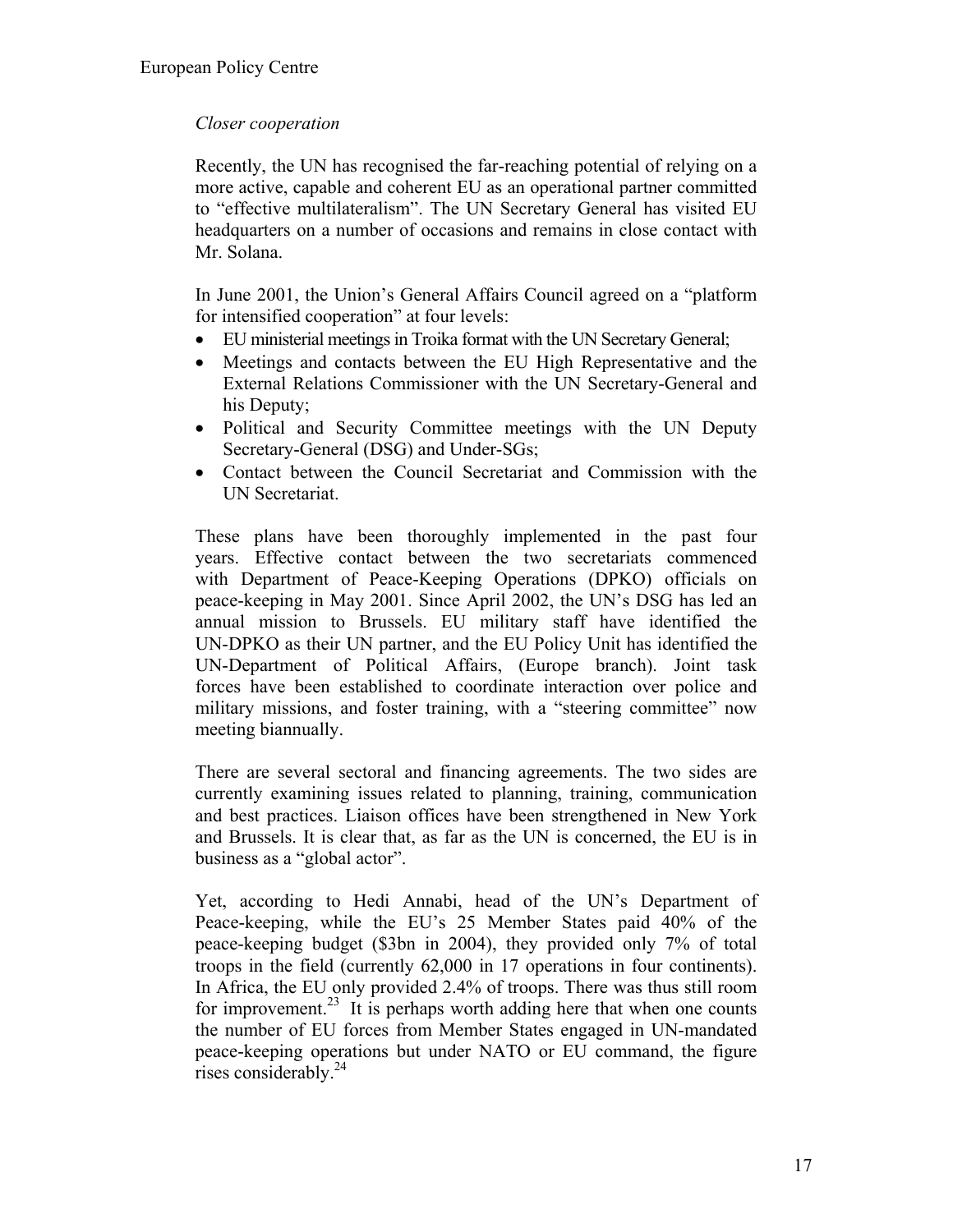*Closer cooperation*

Recently, the UN has recognised the far-reaching potential of relying on a more active, capable and coherent EU as an operational partner committed to "effective multilateralism". The UN Secretary General has visited EU headquarters on a number of occasions and remains in close contact with Mr. Solana.

In June 2001, the Union's General Affairs Council agreed on a "platform for intensified cooperation" at four levels:

- EU ministerial meetings in Troika format with the UN Secretary General;
- Meetings and contacts between the EU High Representative and the External Relations Commissioner with the UN Secretary-General and his Deputy;
- Political and Security Committee meetings with the UN Deputy Secretary-General (DSG) and Under-SGs;
- Contact between the Council Secretariat and Commission with the UN Secretariat.

These plans have been thoroughly implemented in the past four years. Effective contact between the two secretariats commenced with Department of Peace-Keeping Operations (DPKO) officials on peace-keeping in May 2001. Since April 2002, the UN's DSG has led an annual mission to Brussels. EU military staff have identified the UN-DPKO as their UN partner, and the EU Policy Unit has identified the UN-Department of Political Affairs, (Europe branch). Joint task forces have been established to coordinate interaction over police and military missions, and foster training, with a "steering committee" now meeting biannually.

There are several sectoral and financing agreements. The two sides are currently examining issues related to planning, training, communication and best practices. Liaison offices have been strengthened in New York and Brussels. It is clear that, as far as the UN is concerned, the EU is in business as a "global actor".

Yet, according to Hedi Annabi, head of the UN's Department of Peace-keeping, while the EU's 25 Member States paid 40% of the peace-keeping budget ($3bn in 2004), they provided only 7% of total troops in the field (currently 62,000 in 17 operations in four continents). In Africa, the EU only provided 2.4% of troops. There was thus still room for improvement.[23] It is perhaps worth adding here that when one counts the number of EU forces from Member States engaged in UN-mandated peace-keeping operations but under NATO or EU command, the figure rises considerably.[24]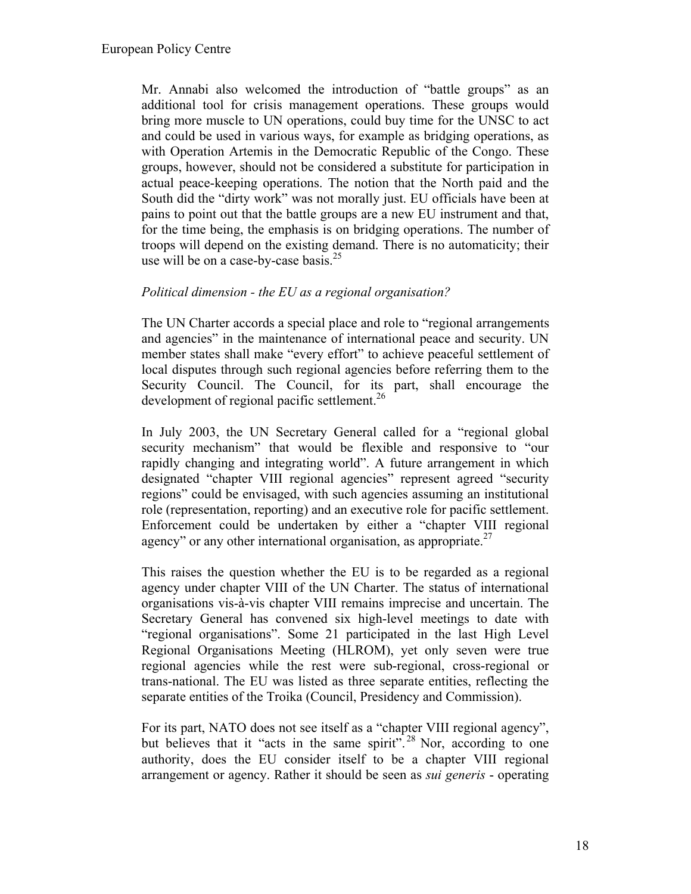Mr. Annabi also welcomed the introduction of "battle groups" as an additional tool for crisis management operations. These groups would bring more muscle to UN operations, could buy time for the UNSC to act and could be used in various ways, for example as bridging operations, as with Operation Artemis in the Democratic Republic of the Congo. These groups, however, should not be considered a substitute for participation in actual peace-keeping operations. The notion that the North paid and the South did the "dirty work" was not morally just. EU officials have been at pains to point out that the battle groups are a new EU instrument and that, for the time being, the emphasis is on bridging operations. The number of troops will depend on the existing demand. There is no automaticity; their use will be on a case-by-case basis.[25]

*Political dimension - the EU as a regional organisation?*

The UN Charter accords a special place and role to "regional arrangements and agencies" in the maintenance of international peace and security. UN member states shall make "every effort" to achieve peaceful settlement of local disputes through such regional agencies before referring them to the Security Council. The Council, for its part, shall encourage the development of regional pacific settlement.[26]

In July 2003, the UN Secretary General called for a "regional global security mechanism" that would be flexible and responsive to "our rapidly changing and integrating world". A future arrangement in which designated "chapter VIII regional agencies" represent agreed "security regions" could be envisaged, with such agencies assuming an institutional role (representation, reporting) and an executive role for pacific settlement. Enforcement could be undertaken by either a "chapter VIII regional agency" or any other international organisation, as appropriate.[27]

This raises the question whether the EU is to be regarded as a regional agency under chapter VIII of the UN Charter. The status of international organisations vis-à-vis chapter VIII remains imprecise and uncertain. The Secretary General has convened six high-level meetings to date with "regional organisations". Some 21 participated in the last High Level Regional Organisations Meeting (HLROM), yet only seven were true regional agencies while the rest were sub-regional, cross-regional or trans-national. The EU was listed as three separate entities, reflecting the separate entities of the Troika (Council, Presidency and Commission).

For its part, NATO does not see itself as a "chapter VIII regional agency", but believes that it "acts in the same spirit".[28] Nor, according to one authority, does the EU consider itself to be a chapter VIII regional arrangement or agency. Rather it should be seen as *sui generis* - operating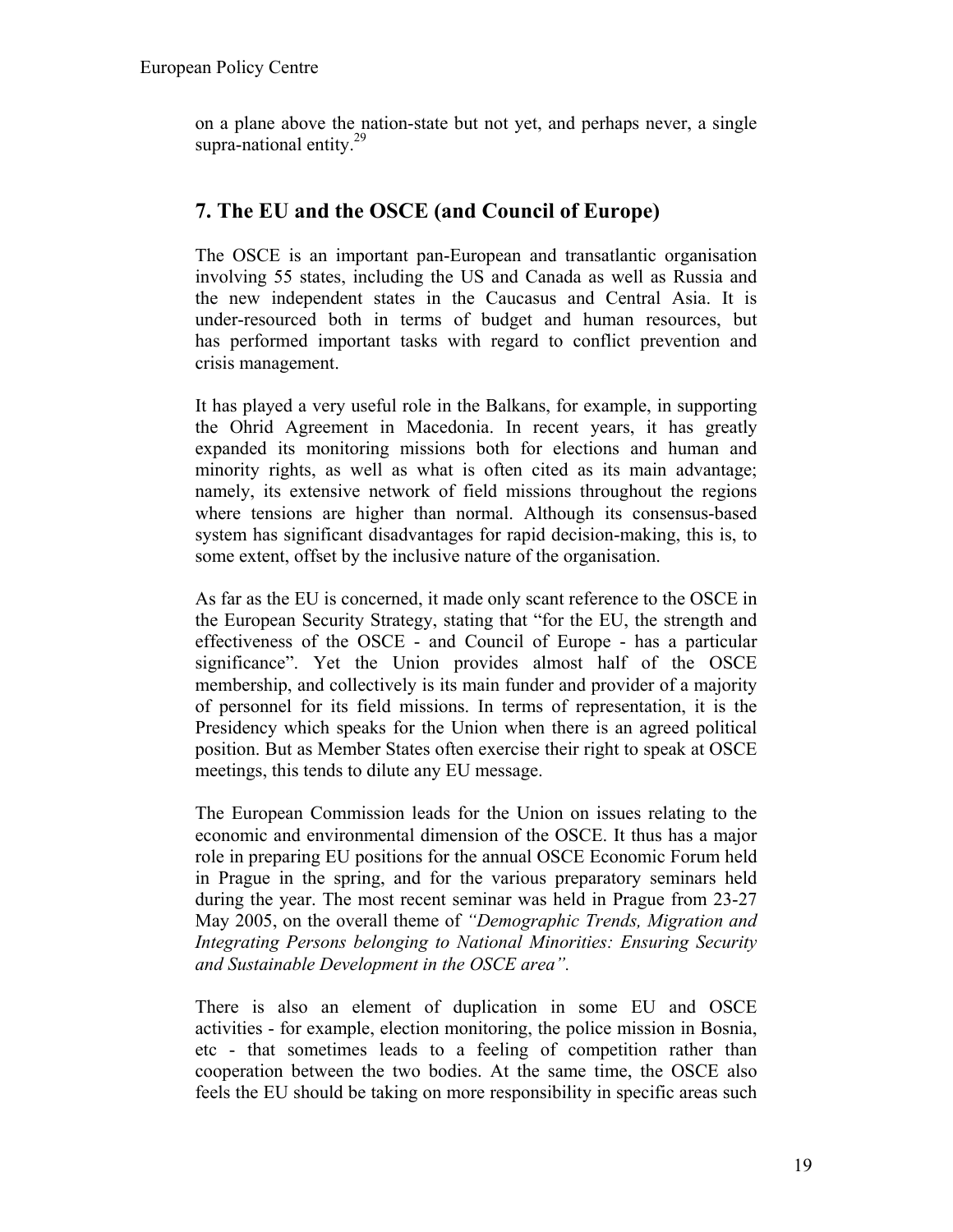on a plane above the nation-state but not yet, and perhaps never, a single supra-national entity.[29]

## 7. The EU and the OSCE (and Council of Europe)

The OSCE is an important pan-European and transatlantic organisation involving 55 states, including the US and Canada as well as Russia and the new independent states in the Caucasus and Central Asia. It is under-resourced both in terms of budget and human resources, but has performed important tasks with regard to conflict prevention and crisis management.

It has played a very useful role in the Balkans, for example, in supporting the Ohrid Agreement in Macedonia. In recent years, it has greatly expanded its monitoring missions both for elections and human and minority rights, as well as what is often cited as its main advantage; namely, its extensive network of field missions throughout the regions where tensions are higher than normal. Although its consensus-based system has significant disadvantages for rapid decision-making, this is, to some extent, offset by the inclusive nature of the organisation.

As far as the EU is concerned, it made only scant reference to the OSCE in the European Security Strategy, stating that "for the EU, the strength and effectiveness of the OSCE - and Council of Europe - has a particular significance". Yet the Union provides almost half of the OSCE membership, and collectively is its main funder and provider of a majority of personnel for its field missions. In terms of representation, it is the Presidency which speaks for the Union when there is an agreed political position. But as Member States often exercise their right to speak at OSCE meetings, this tends to dilute any EU message.

The European Commission leads for the Union on issues relating to the economic and environmental dimension of the OSCE. It thus has a major role in preparing EU positions for the annual OSCE Economic Forum held in Prague in the spring, and for the various preparatory seminars held during the year. The most recent seminar was held in Prague from 23-27 May 2005, on the overall theme of *"Demographic Trends, Migration and Integrating Persons belonging to National Minorities: Ensuring Security and Sustainable Development in the OSCE area".*

There is also an element of duplication in some EU and OSCE activities - for example, election monitoring, the police mission in Bosnia, etc - that sometimes leads to a feeling of competition rather than cooperation between the two bodies. At the same time, the OSCE also feels the EU should be taking on more responsibility in specific areas such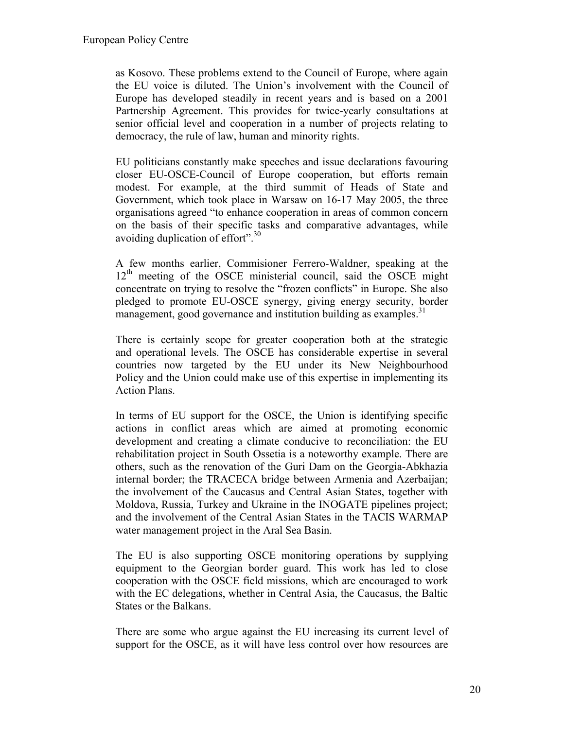as Kosovo. These problems extend to the Council of Europe, where again the EU voice is diluted. The Union's involvement with the Council of Europe has developed steadily in recent years and is based on a 2001 Partnership Agreement. This provides for twice-yearly consultations at senior official level and cooperation in a number of projects relating to democracy, the rule of law, human and minority rights.

EU politicians constantly make speeches and issue declarations favouring closer EU-OSCE-Council of Europe cooperation, but efforts remain modest. For example, at the third summit of Heads of State and Government, which took place in Warsaw on 16-17 May 2005, the three organisations agreed "to enhance cooperation in areas of common concern on the basis of their specific tasks and comparative advantages, while avoiding duplication of effort".[30]

A few months earlier, Commisioner Ferrero-Waldner, speaking at the 12th meeting of the OSCE ministerial council, said the OSCE might concentrate on trying to resolve the "frozen conflicts" in Europe. She also pledged to promote EU-OSCE synergy, giving energy security, border management, good governance and institution building as examples.[31]

There is certainly scope for greater cooperation both at the strategic and operational levels. The OSCE has considerable expertise in several countries now targeted by the EU under its New Neighbourhood Policy and the Union could make use of this expertise in implementing its Action Plans.

In terms of EU support for the OSCE, the Union is identifying specific actions in conflict areas which are aimed at promoting economic development and creating a climate conducive to reconciliation: the EU rehabilitation project in South Ossetia is a noteworthy example. There are others, such as the renovation of the Guri Dam on the Georgia-Abkhazia internal border; the TRACECA bridge between Armenia and Azerbaijan; the involvement of the Caucasus and Central Asian States, together with Moldova, Russia, Turkey and Ukraine in the INOGATE pipelines project; and the involvement of the Central Asian States in the TACIS WARMAP water management project in the Aral Sea Basin.

The EU is also supporting OSCE monitoring operations by supplying equipment to the Georgian border guard. This work has led to close cooperation with the OSCE field missions, which are encouraged to work with the EC delegations, whether in Central Asia, the Caucasus, the Baltic States or the Balkans.

There are some who argue against the EU increasing its current level of support for the OSCE, as it will have less control over how resources are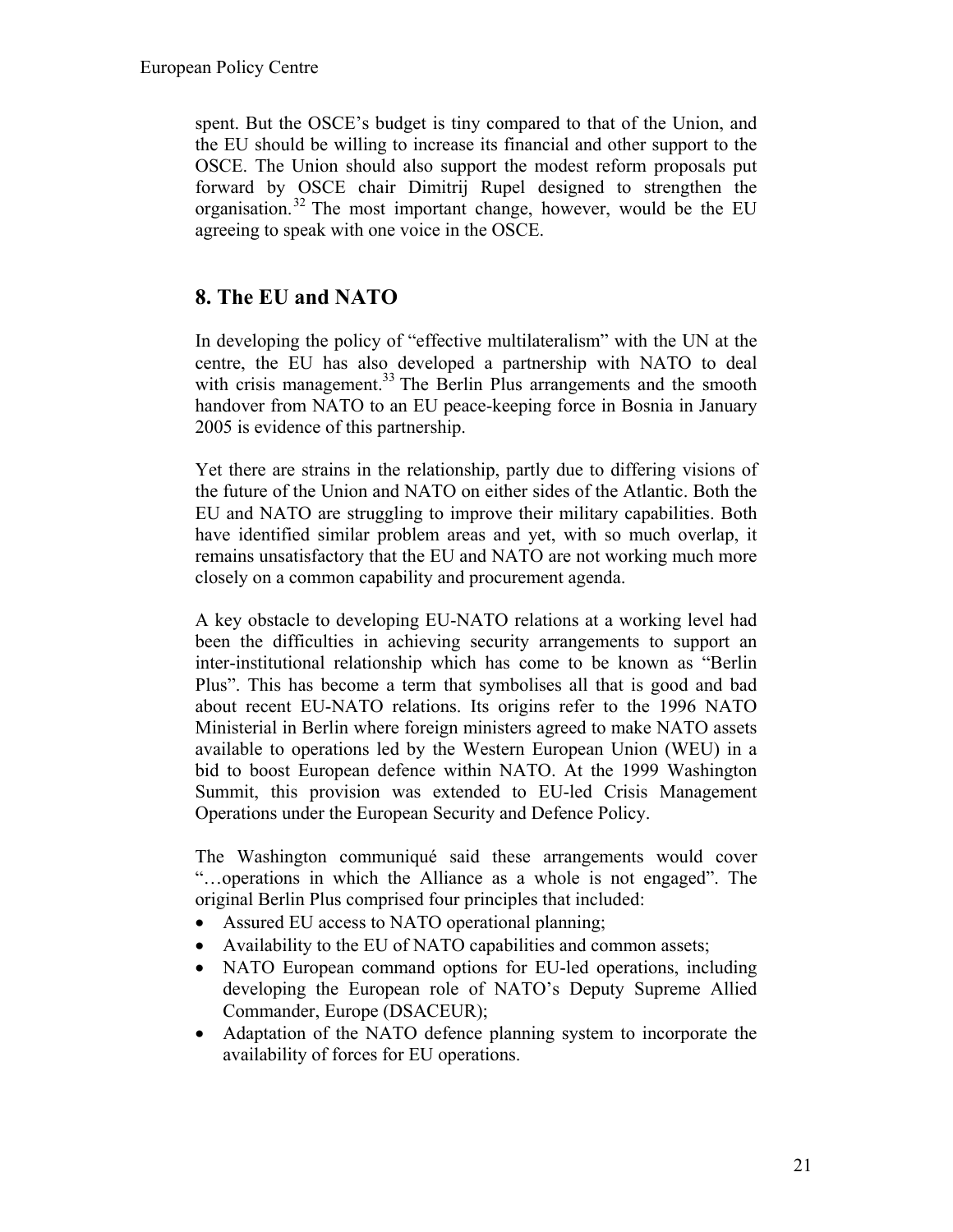spent. But the OSCE's budget is tiny compared to that of the Union, and the EU should be willing to increase its financial and other support to the OSCE. The Union should also support the modest reform proposals put forward by OSCE chair Dimitrij Rupel designed to strengthen the organisation.[32] The most important change, however, would be the EU agreeing to speak with one voice in the OSCE.

## 8. The EU and NATO

In developing the policy of "effective multilateralism" with the UN at the centre, the EU has also developed a partnership with NATO to deal with crisis management.[33] The Berlin Plus arrangements and the smooth handover from NATO to an EU peace-keeping force in Bosnia in January 2005 is evidence of this partnership.

Yet there are strains in the relationship, partly due to differing visions of the future of the Union and NATO on either sides of the Atlantic. Both the EU and NATO are struggling to improve their military capabilities. Both have identified similar problem areas and yet, with so much overlap, it remains unsatisfactory that the EU and NATO are not working much more closely on a common capability and procurement agenda.

A key obstacle to developing EU-NATO relations at a working level had been the difficulties in achieving security arrangements to support an inter-institutional relationship which has come to be known as "Berlin Plus". This has become a term that symbolises all that is good and bad about recent EU-NATO relations. Its origins refer to the 1996 NATO Ministerial in Berlin where foreign ministers agreed to make NATO assets available to operations led by the Western European Union (WEU) in a bid to boost European defence within NATO. At the 1999 Washington Summit, this provision was extended to EU-led Crisis Management Operations under the European Security and Defence Policy.

The Washington communiqué said these arrangements would cover "…operations in which the Alliance as a whole is not engaged". The original Berlin Plus comprised four principles that included:

- Assured EU access to NATO operational planning;
- Availability to the EU of NATO capabilities and common assets;
- NATO European command options for EU-led operations, including developing the European role of NATO's Deputy Supreme Allied Commander, Europe (DSACEUR);
- Adaptation of the NATO defence planning system to incorporate the availability of forces for EU operations.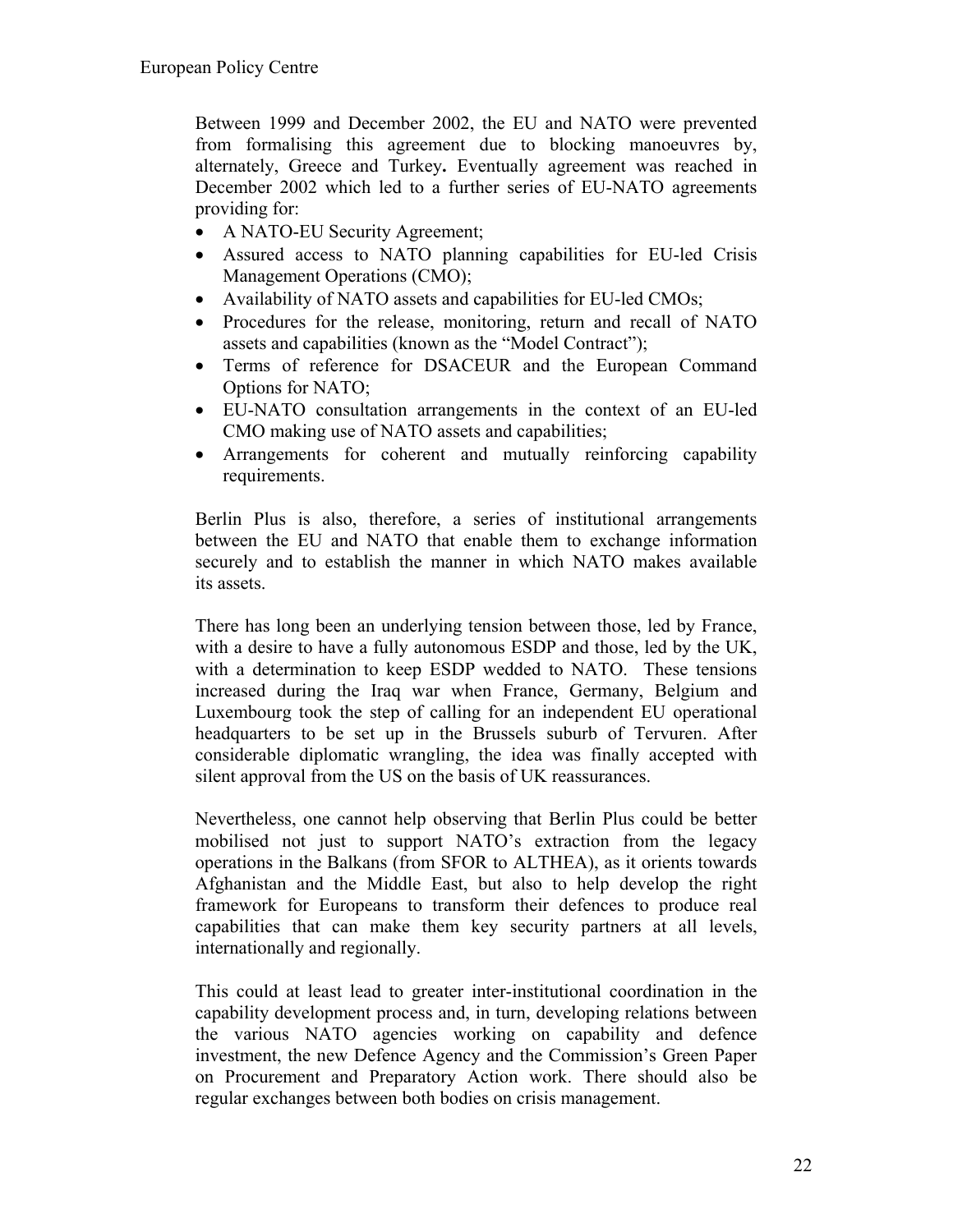Between 1999 and December 2002, the EU and NATO were prevented from formalising this agreement due to blocking manoeuvres by, alternately, Greece and Turkey**.** Eventually agreement was reached in December 2002 which led to a further series of EU-NATO agreements providing for:

- A NATO-EU Security Agreement;
- Assured access to NATO planning capabilities for EU-led Crisis Management Operations (CMO);
- Availability of NATO assets and capabilities for EU-led CMOs;
- Procedures for the release, monitoring, return and recall of NATO assets and capabilities (known as the "Model Contract");
- Terms of reference for DSACEUR and the European Command Options for NATO;
- EU-NATO consultation arrangements in the context of an EU-led CMO making use of NATO assets and capabilities;
- Arrangements for coherent and mutually reinforcing capability requirements.

Berlin Plus is also, therefore, a series of institutional arrangements between the EU and NATO that enable them to exchange information securely and to establish the manner in which NATO makes available its assets.

There has long been an underlying tension between those, led by France, with a desire to have a fully autonomous ESDP and those, led by the UK, with a determination to keep ESDP wedded to NATO. These tensions increased during the Iraq war when France, Germany, Belgium and Luxembourg took the step of calling for an independent EU operational headquarters to be set up in the Brussels suburb of Tervuren. After considerable diplomatic wrangling, the idea was finally accepted with silent approval from the US on the basis of UK reassurances.

Nevertheless, one cannot help observing that Berlin Plus could be better mobilised not just to support NATO's extraction from the legacy operations in the Balkans (from SFOR to ALTHEA), as it orients towards Afghanistan and the Middle East, but also to help develop the right framework for Europeans to transform their defences to produce real capabilities that can make them key security partners at all levels, internationally and regionally.

This could at least lead to greater inter-institutional coordination in the capability development process and, in turn, developing relations between the various NATO agencies working on capability and defence investment, the new Defence Agency and the Commission's Green Paper on Procurement and Preparatory Action work. There should also be regular exchanges between both bodies on crisis management.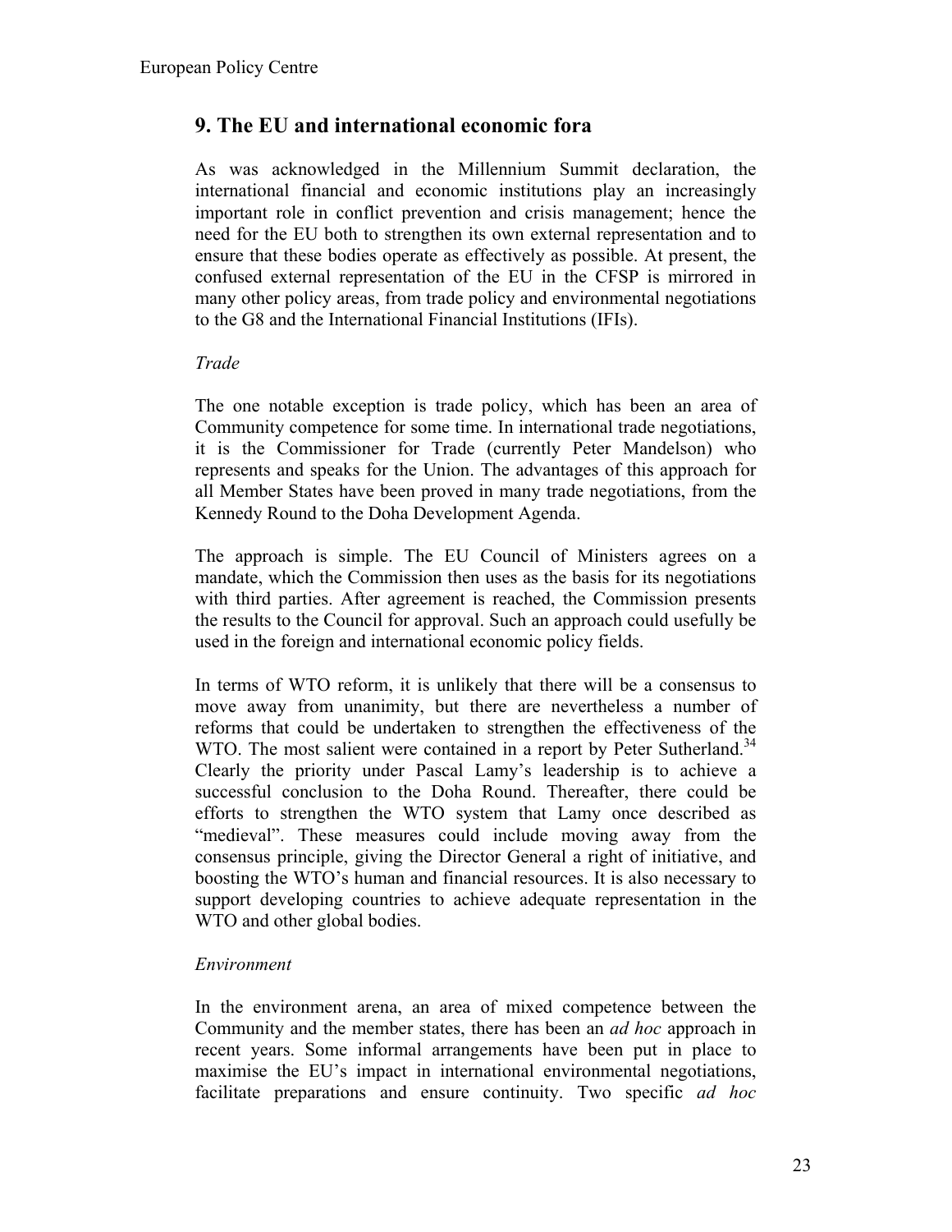## 9. The EU and international economic fora

As was acknowledged in the Millennium Summit declaration, the international financial and economic institutions play an increasingly important role in conflict prevention and crisis management; hence the need for the EU both to strengthen its own external representation and to ensure that these bodies operate as effectively as possible. At present, the confused external representation of the EU in the CFSP is mirrored in many other policy areas, from trade policy and environmental negotiations to the G8 and the International Financial Institutions (IFIs).

*Trade*

The one notable exception is trade policy, which has been an area of Community competence for some time. In international trade negotiations, it is the Commissioner for Trade (currently Peter Mandelson) who represents and speaks for the Union. The advantages of this approach for all Member States have been proved in many trade negotiations, from the Kennedy Round to the Doha Development Agenda.

The approach is simple. The EU Council of Ministers agrees on a mandate, which the Commission then uses as the basis for its negotiations with third parties. After agreement is reached, the Commission presents the results to the Council for approval. Such an approach could usefully be used in the foreign and international economic policy fields.

In terms of WTO reform, it is unlikely that there will be a consensus to move away from unanimity, but there are nevertheless a number of reforms that could be undertaken to strengthen the effectiveness of the WTO. The most salient were contained in a report by Peter Sutherland.[34] Clearly the priority under Pascal Lamy's leadership is to achieve a successful conclusion to the Doha Round. Thereafter, there could be efforts to strengthen the WTO system that Lamy once described as "medieval". These measures could include moving away from the consensus principle, giving the Director General a right of initiative, and boosting the WTO's human and financial resources. It is also necessary to support developing countries to achieve adequate representation in the WTO and other global bodies.

*Environment*

In the environment arena, an area of mixed competence between the Community and the member states, there has been an *ad hoc* approach in recent years. Some informal arrangements have been put in place to maximise the EU's impact in international environmental negotiations, facilitate preparations and ensure continuity. Two specific *ad hoc*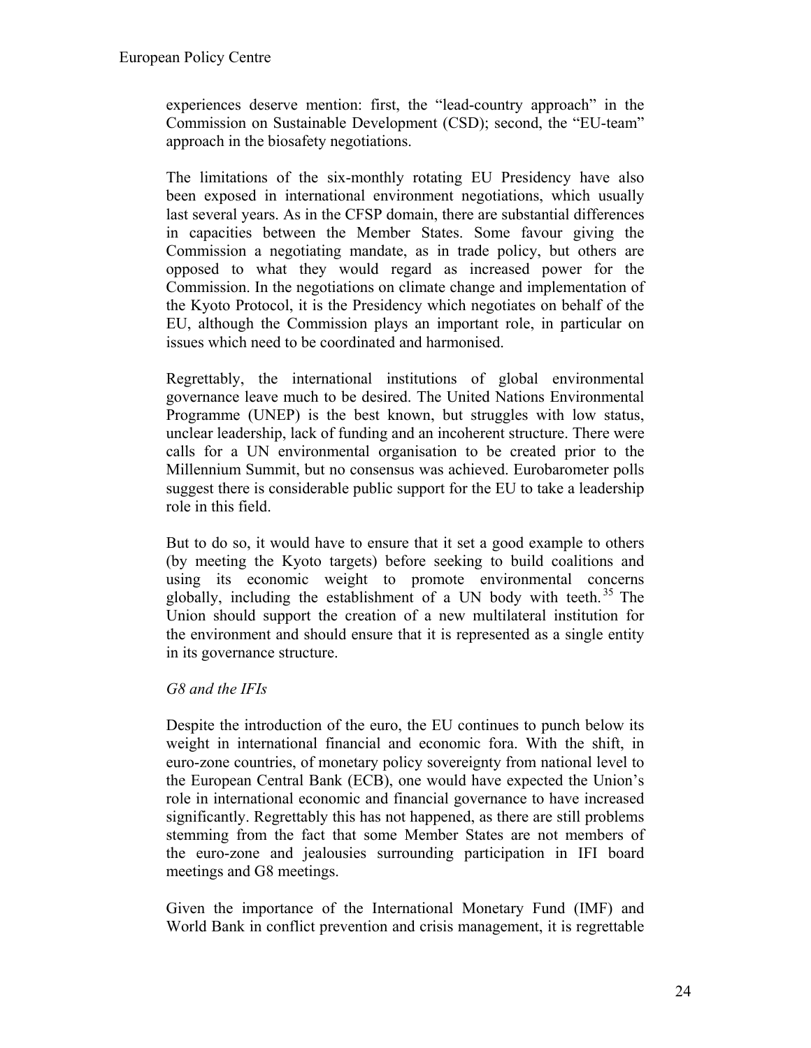experiences deserve mention: first, the "lead-country approach" in the Commission on Sustainable Development (CSD); second, the "EU-team" approach in the biosafety negotiations.

The limitations of the six-monthly rotating EU Presidency have also been exposed in international environment negotiations, which usually last several years. As in the CFSP domain, there are substantial differences in capacities between the Member States. Some favour giving the Commission a negotiating mandate, as in trade policy, but others are opposed to what they would regard as increased power for the Commission. In the negotiations on climate change and implementation of the Kyoto Protocol, it is the Presidency which negotiates on behalf of the EU, although the Commission plays an important role, in particular on issues which need to be coordinated and harmonised.

Regrettably, the international institutions of global environmental governance leave much to be desired. The United Nations Environmental Programme (UNEP) is the best known, but struggles with low status, unclear leadership, lack of funding and an incoherent structure. There were calls for a UN environmental organisation to be created prior to the Millennium Summit, but no consensus was achieved. Eurobarometer polls suggest there is considerable public support for the EU to take a leadership role in this field.

But to do so, it would have to ensure that it set a good example to others (by meeting the Kyoto targets) before seeking to build coalitions and using its economic weight to promote environmental concerns globally, including the establishment of a UN body with teeth.[35] The Union should support the creation of a new multilateral institution for the environment and should ensure that it is represented as a single entity in its governance structure.

*G8 and the IFIs*

Despite the introduction of the euro, the EU continues to punch below its weight in international financial and economic fora. With the shift, in euro-zone countries, of monetary policy sovereignty from national level to the European Central Bank (ECB), one would have expected the Union's role in international economic and financial governance to have increased significantly. Regrettably this has not happened, as there are still problems stemming from the fact that some Member States are not members of the euro-zone and jealousies surrounding participation in IFI board meetings and G8 meetings.

Given the importance of the International Monetary Fund (IMF) and World Bank in conflict prevention and crisis management, it is regrettable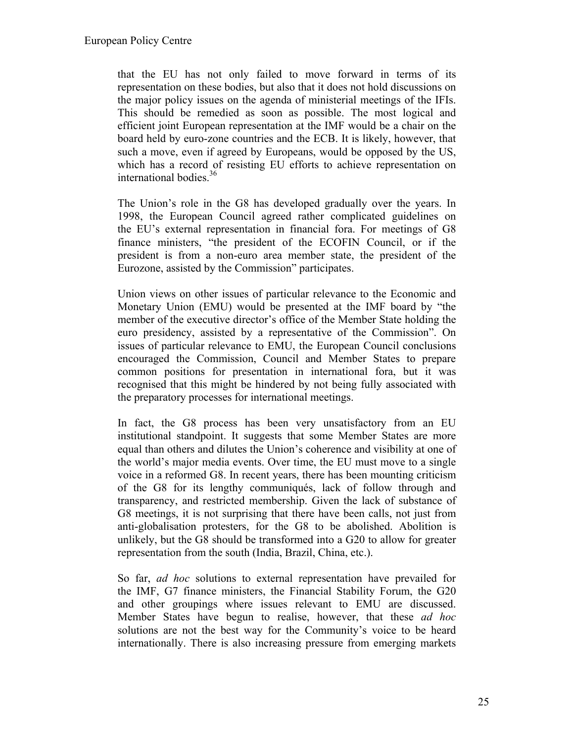that the EU has not only failed to move forward in terms of its representation on these bodies, but also that it does not hold discussions on the major policy issues on the agenda of ministerial meetings of the IFIs. This should be remedied as soon as possible. The most logical and efficient joint European representation at the IMF would be a chair on the board held by euro-zone countries and the ECB. It is likely, however, that such a move, even if agreed by Europeans, would be opposed by the US, which has a record of resisting EU efforts to achieve representation on international bodies.[36]

The Union's role in the G8 has developed gradually over the years. In 1998, the European Council agreed rather complicated guidelines on the EU's external representation in financial fora. For meetings of G8 finance ministers, "the president of the ECOFIN Council, or if the president is from a non-euro area member state, the president of the Eurozone, assisted by the Commission" participates.

Union views on other issues of particular relevance to the Economic and Monetary Union (EMU) would be presented at the IMF board by "the member of the executive director's office of the Member State holding the euro presidency, assisted by a representative of the Commission". On issues of particular relevance to EMU, the European Council conclusions encouraged the Commission, Council and Member States to prepare common positions for presentation in international fora, but it was recognised that this might be hindered by not being fully associated with the preparatory processes for international meetings.

In fact, the G8 process has been very unsatisfactory from an EU institutional standpoint. It suggests that some Member States are more equal than others and dilutes the Union's coherence and visibility at one of the world's major media events. Over time, the EU must move to a single voice in a reformed G8. In recent years, there has been mounting criticism of the G8 for its lengthy communiqués, lack of follow through and transparency, and restricted membership. Given the lack of substance of G8 meetings, it is not surprising that there have been calls, not just from anti-globalisation protesters, for the G8 to be abolished. Abolition is unlikely, but the G8 should be transformed into a G20 to allow for greater representation from the south (India, Brazil, China, etc.).

So far, *ad hoc* solutions to external representation have prevailed for the IMF, G7 finance ministers, the Financial Stability Forum, the G20 and other groupings where issues relevant to EMU are discussed. Member States have begun to realise, however, that these *ad hoc* solutions are not the best way for the Community's voice to be heard internationally. There is also increasing pressure from emerging markets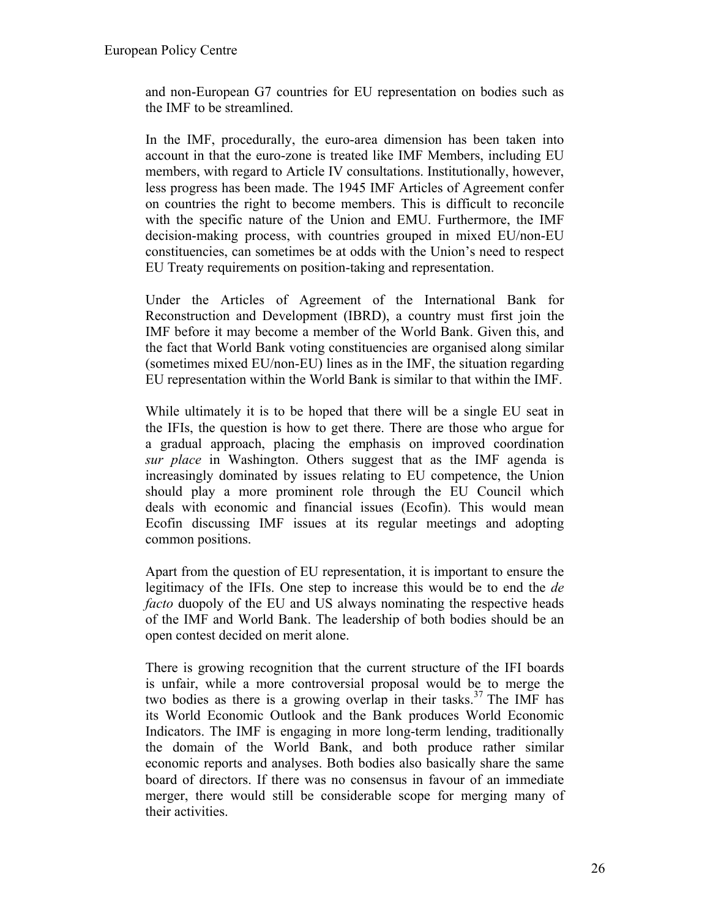and non-European G7 countries for EU representation on bodies such as the IMF to be streamlined.

In the IMF, procedurally, the euro-area dimension has been taken into account in that the euro-zone is treated like IMF Members, including EU members, with regard to Article IV consultations. Institutionally, however, less progress has been made. The 1945 IMF Articles of Agreement confer on countries the right to become members. This is difficult to reconcile with the specific nature of the Union and EMU. Furthermore, the IMF decision-making process, with countries grouped in mixed EU/non-EU constituencies, can sometimes be at odds with the Union's need to respect EU Treaty requirements on position-taking and representation.

Under the Articles of Agreement of the International Bank for Reconstruction and Development (IBRD), a country must first join the IMF before it may become a member of the World Bank. Given this, and the fact that World Bank voting constituencies are organised along similar (sometimes mixed EU/non-EU) lines as in the IMF, the situation regarding EU representation within the World Bank is similar to that within the IMF.

While ultimately it is to be hoped that there will be a single EU seat in the IFIs, the question is how to get there. There are those who argue for a gradual approach, placing the emphasis on improved coordination *sur place* in Washington. Others suggest that as the IMF agenda is increasingly dominated by issues relating to EU competence, the Union should play a more prominent role through the EU Council which deals with economic and financial issues (Ecofin). This would mean Ecofin discussing IMF issues at its regular meetings and adopting common positions.

Apart from the question of EU representation, it is important to ensure the legitimacy of the IFIs. One step to increase this would be to end the *de facto* duopoly of the EU and US always nominating the respective heads of the IMF and World Bank. The leadership of both bodies should be an open contest decided on merit alone.

There is growing recognition that the current structure of the IFI boards is unfair, while a more controversial proposal would be to merge the two bodies as there is a growing overlap in their tasks.[37] The IMF has its World Economic Outlook and the Bank produces World Economic Indicators. The IMF is engaging in more long-term lending, traditionally the domain of the World Bank, and both produce rather similar economic reports and analyses. Both bodies also basically share the same board of directors. If there was no consensus in favour of an immediate merger, there would still be considerable scope for merging many of their activities.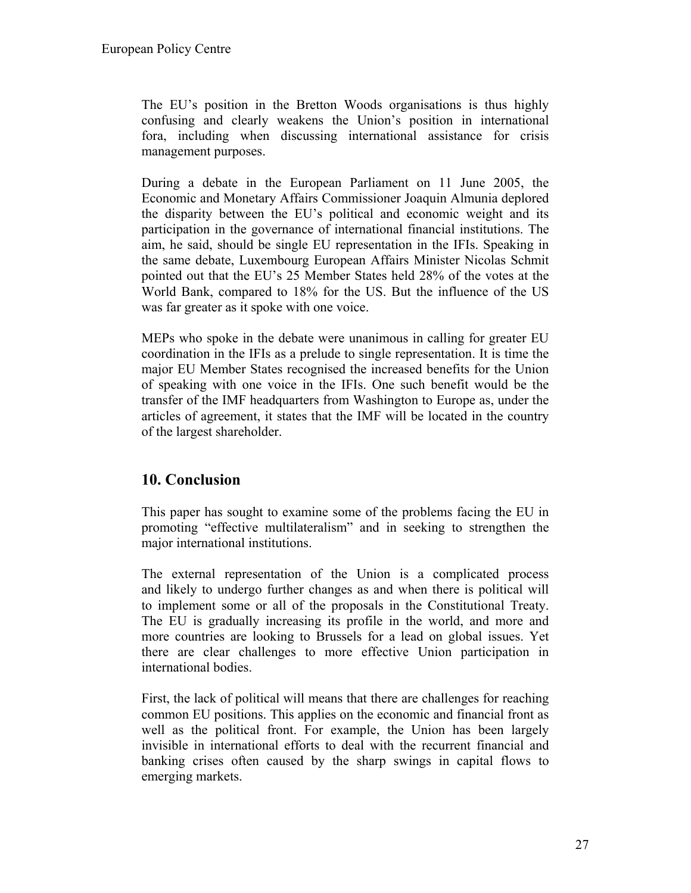The EU's position in the Bretton Woods organisations is thus highly confusing and clearly weakens the Union's position in international fora, including when discussing international assistance for crisis management purposes.

During a debate in the European Parliament on 11 June 2005, the Economic and Monetary Affairs Commissioner Joaquin Almunia deplored the disparity between the EU's political and economic weight and its participation in the governance of international financial institutions. The aim, he said, should be single EU representation in the IFIs. Speaking in the same debate, Luxembourg European Affairs Minister Nicolas Schmit pointed out that the EU's 25 Member States held 28% of the votes at the World Bank, compared to 18% for the US. But the influence of the US was far greater as it spoke with one voice.

MEPs who spoke in the debate were unanimous in calling for greater EU coordination in the IFIs as a prelude to single representation. It is time the major EU Member States recognised the increased benefits for the Union of speaking with one voice in the IFIs. One such benefit would be the transfer of the IMF headquarters from Washington to Europe as, under the articles of agreement, it states that the IMF will be located in the country of the largest shareholder.

## 10. Conclusion

This paper has sought to examine some of the problems facing the EU in promoting "effective multilateralism" and in seeking to strengthen the major international institutions.

The external representation of the Union is a complicated process and likely to undergo further changes as and when there is political will to implement some or all of the proposals in the Constitutional Treaty. The EU is gradually increasing its profile in the world, and more and more countries are looking to Brussels for a lead on global issues. Yet there are clear challenges to more effective Union participation in international bodies.

First, the lack of political will means that there are challenges for reaching common EU positions. This applies on the economic and financial front as well as the political front. For example, the Union has been largely invisible in international efforts to deal with the recurrent financial and banking crises often caused by the sharp swings in capital flows to emerging markets.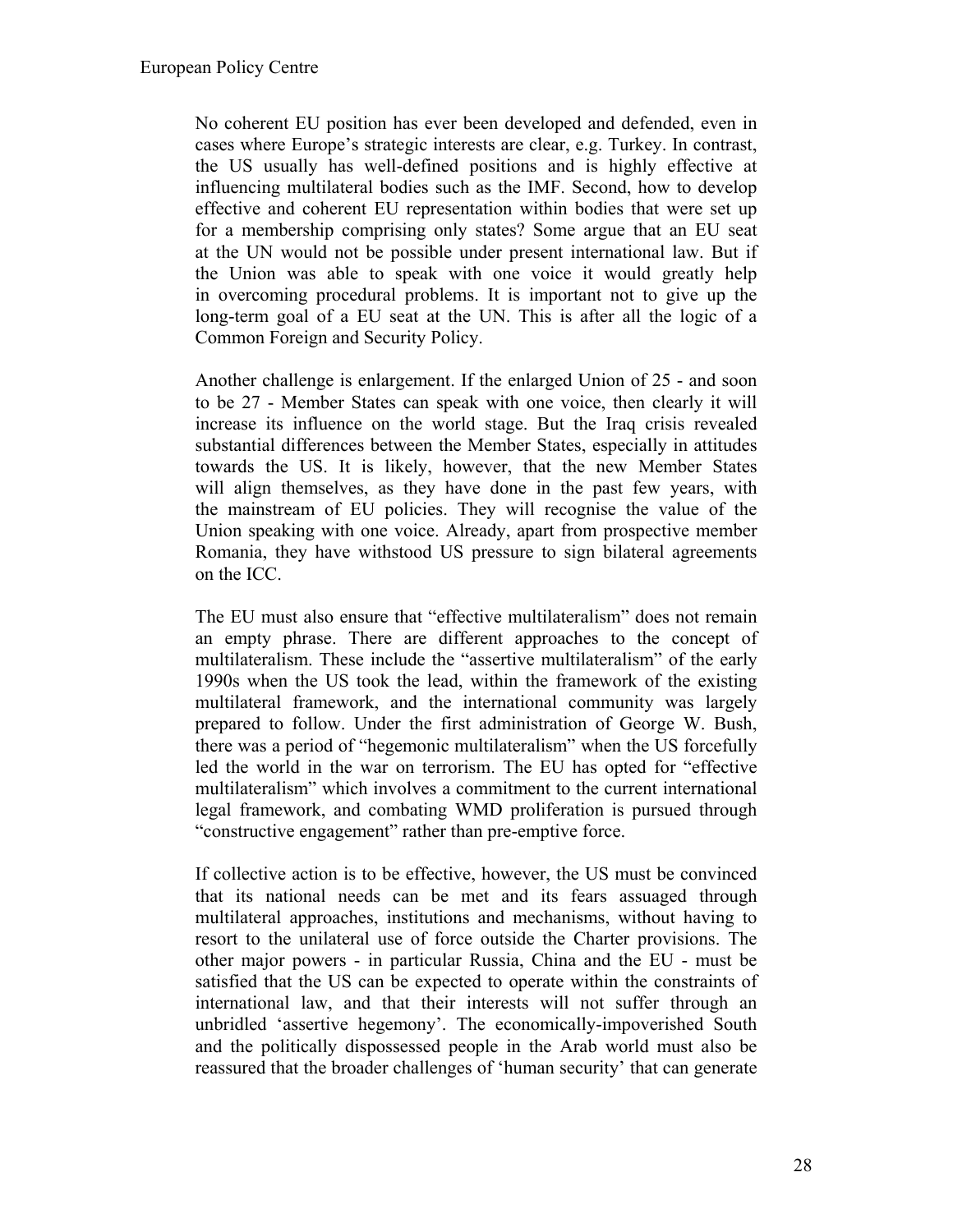No coherent EU position has ever been developed and defended, even in cases where Europe's strategic interests are clear, e.g. Turkey. In contrast, the US usually has well-defined positions and is highly effective at influencing multilateral bodies such as the IMF. Second, how to develop effective and coherent EU representation within bodies that were set up for a membership comprising only states? Some argue that an EU seat at the UN would not be possible under present international law. But if the Union was able to speak with one voice it would greatly help in overcoming procedural problems. It is important not to give up the long-term goal of a EU seat at the UN. This is after all the logic of a Common Foreign and Security Policy.

Another challenge is enlargement. If the enlarged Union of 25 - and soon to be 27 - Member States can speak with one voice, then clearly it will increase its influence on the world stage. But the Iraq crisis revealed substantial differences between the Member States, especially in attitudes towards the US. It is likely, however, that the new Member States will align themselves, as they have done in the past few years, with the mainstream of EU policies. They will recognise the value of the Union speaking with one voice. Already, apart from prospective member Romania, they have withstood US pressure to sign bilateral agreements on the ICC.

The EU must also ensure that "effective multilateralism" does not remain an empty phrase. There are different approaches to the concept of multilateralism. These include the "assertive multilateralism" of the early 1990s when the US took the lead, within the framework of the existing multilateral framework, and the international community was largely prepared to follow. Under the first administration of George W. Bush, there was a period of "hegemonic multilateralism" when the US forcefully led the world in the war on terrorism. The EU has opted for "effective multilateralism" which involves a commitment to the current international legal framework, and combating WMD proliferation is pursued through "constructive engagement" rather than pre-emptive force.

If collective action is to be effective, however, the US must be convinced that its national needs can be met and its fears assuaged through multilateral approaches, institutions and mechanisms, without having to resort to the unilateral use of force outside the Charter provisions. The other major powers - in particular Russia, China and the EU - must be satisfied that the US can be expected to operate within the constraints of international law, and that their interests will not suffer through an unbridled 'assertive hegemony'. The economically-impoverished South and the politically dispossessed people in the Arab world must also be reassured that the broader challenges of 'human security' that can generate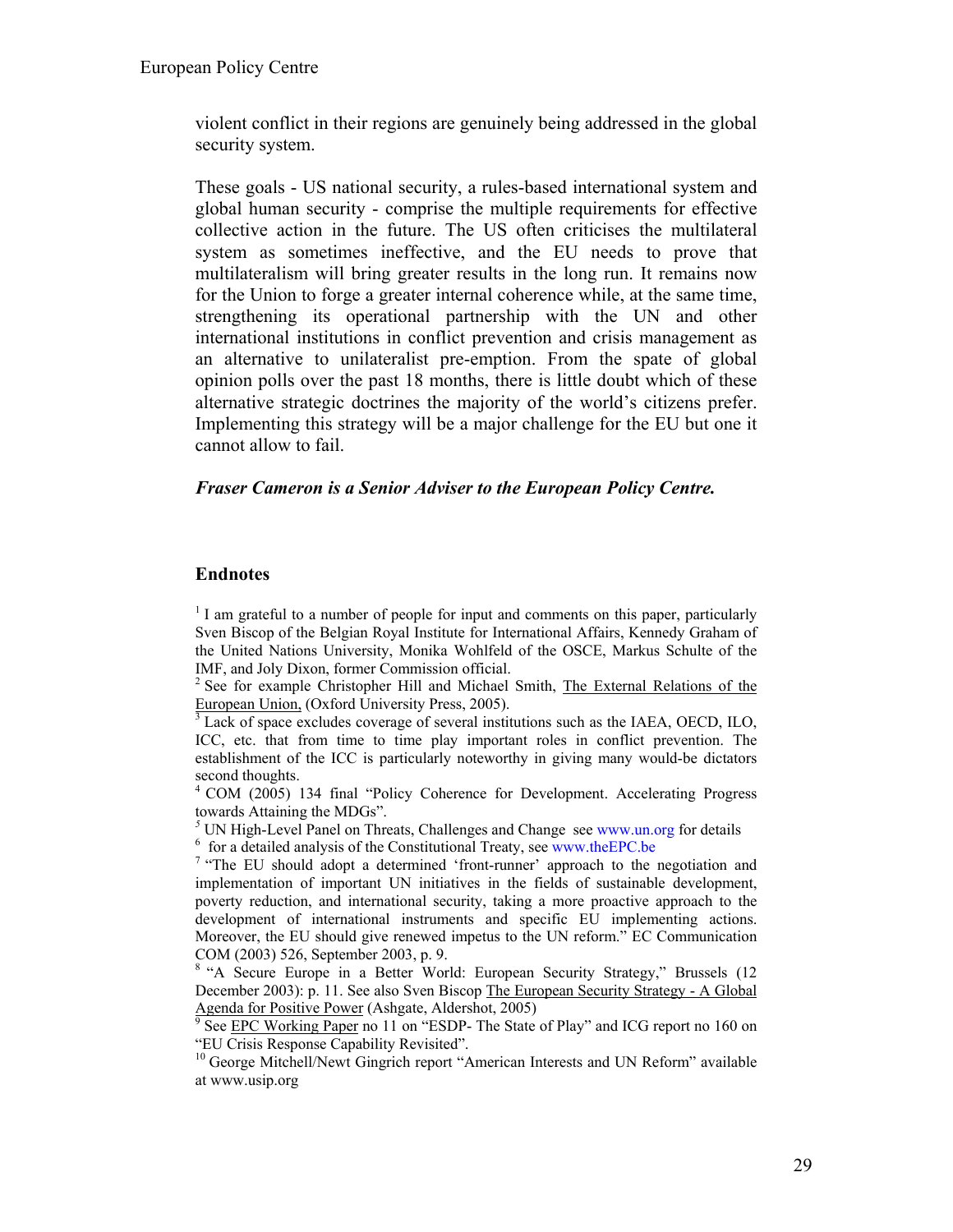violent conflict in their regions are genuinely being addressed in the global security system.

These goals - US national security, a rules-based international system and global human security - comprise the multiple requirements for effective collective action in the future. The US often criticises the multilateral system as sometimes ineffective, and the EU needs to prove that multilateralism will bring greater results in the long run. It remains now for the Union to forge a greater internal coherence while, at the same time, strengthening its operational partnership with the UN and other international institutions in conflict prevention and crisis management as an alternative to unilateralist pre-emption. From the spate of global opinion polls over the past 18 months, there is little doubt which of these alternative strategic doctrines the majority of the world's citizens prefer. Implementing this strategy will be a major challenge for the EU but one it cannot allow to fail.

***Fraser Cameron is a Senior Adviser to the European Policy Centre.***

## Endnotes

[1] I am grateful to a number of people for input and comments on this paper, particularly Sven Biscop of the Belgian Royal Institute for International Affairs, Kennedy Graham of the United Nations University, Monika Wohlfeld of the OSCE, Markus Schulte of the IMF, and Joly Dixon, former Commission official.

[2] See for example Christopher Hill and Michael Smith, The External Relations of the European Union, (Oxford University Press, 2005).

[3] Lack of space excludes coverage of several institutions such as the IAEA, OECD, ILO, ICC, etc. that from time to time play important roles in conflict prevention. The establishment of the ICC is particularly noteworthy in giving many would-be dictators second thoughts.

[4] COM (2005) 134 final "Policy Coherence for Development. Accelerating Progress towards Attaining the MDGs".

[5] UN High-Level Panel on Threats, Challenges and Change see www.un.org for details

[6] for a detailed analysis of the Constitutional Treaty, see www.theEPC.be

[7] "The EU should adopt a determined 'front-runner' approach to the negotiation and implementation of important UN initiatives in the fields of sustainable development, poverty reduction, and international security, taking a more proactive approach to the development of international instruments and specific EU implementing actions. Moreover, the EU should give renewed impetus to the UN reform." EC Communication COM (2003) 526, September 2003, p. 9.

[8] "A Secure Europe in a Better World: European Security Strategy," Brussels (12 December 2003): p. 11. See also Sven Biscop The European Security Strategy - A Global Agenda for Positive Power (Ashgate, Aldershot, 2005)

[9] See EPC Working Paper no 11 on "ESDP- The State of Play" and ICG report no 160 on "EU Crisis Response Capability Revisited".

[10] George Mitchell/Newt Gingrich report "American Interests and UN Reform" available at www.usip.org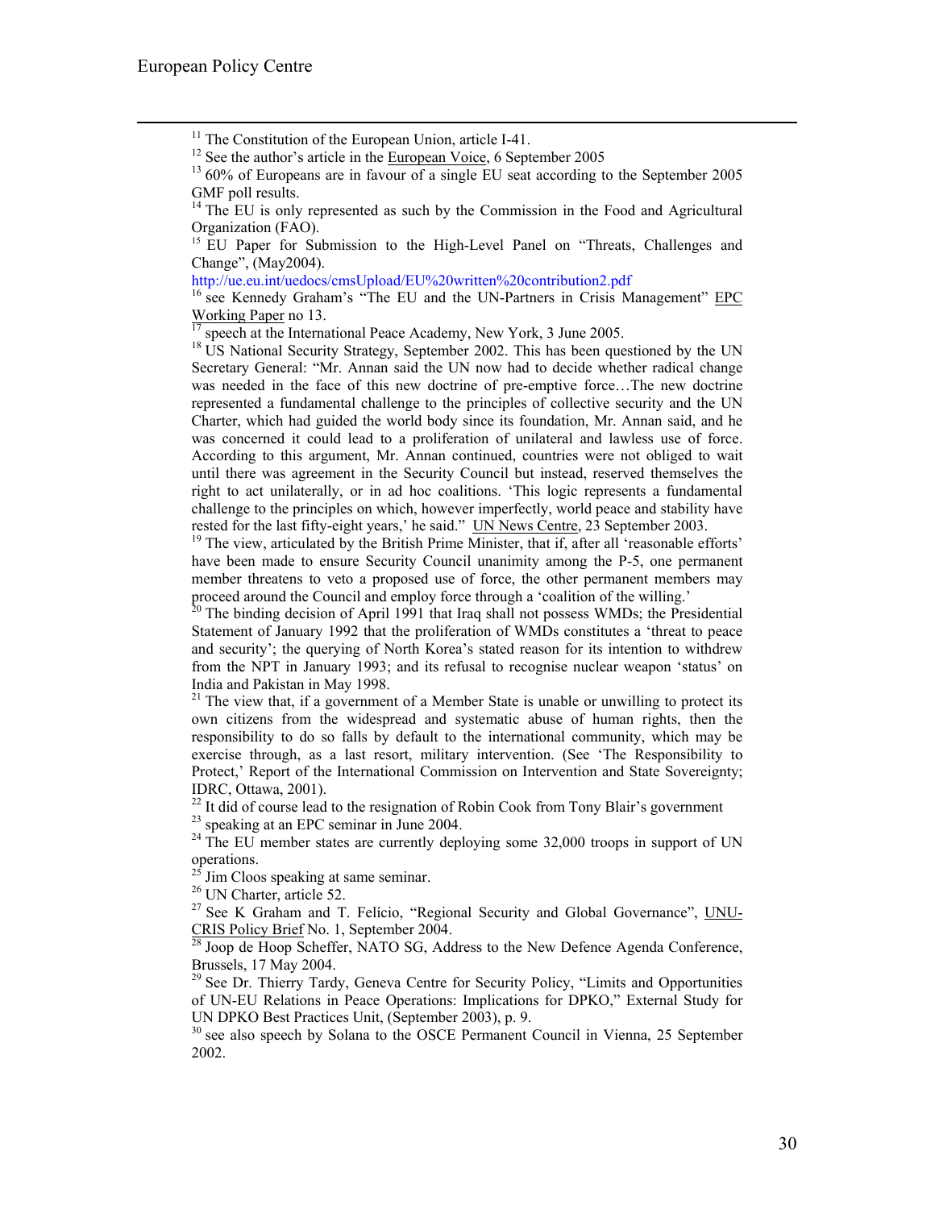[11] The Constitution of the European Union, article I-41.

[12] See the author's article in the European Voice, 6 September 2005

[13] 60% of Europeans are in favour of a single EU seat according to the September 2005 GMF poll results.

[14] The EU is only represented as such by the Commission in the Food and Agricultural Organization (FAO).

[15] EU Paper for Submission to the High-Level Panel on "Threats, Challenges and Change", (May2004).
http://ue.eu.int/uedocs/cmsUpload/EU%20written%20contribution2.pdf

[16] see Kennedy Graham's "The EU and the UN-Partners in Crisis Management" EPC Working Paper no 13.

[17] speech at the International Peace Academy, New York, 3 June 2005.

[18] US National Security Strategy, September 2002. This has been questioned by the UN Secretary General: "Mr. Annan said the UN now had to decide whether radical change was needed in the face of this new doctrine of pre-emptive force…The new doctrine represented a fundamental challenge to the principles of collective security and the UN Charter, which had guided the world body since its foundation, Mr. Annan said, and he was concerned it could lead to a proliferation of unilateral and lawless use of force. According to this argument, Mr. Annan continued, countries were not obliged to wait until there was agreement in the Security Council but instead, reserved themselves the right to act unilaterally, or in ad hoc coalitions. 'This logic represents a fundamental challenge to the principles on which, however imperfectly, world peace and stability have rested for the last fifty-eight years,' he said." UN News Centre, 23 September 2003.

[19] The view, articulated by the British Prime Minister, that if, after all 'reasonable efforts' have been made to ensure Security Council unanimity among the P-5, one permanent member threatens to veto a proposed use of force, the other permanent members may proceed around the Council and employ force through a 'coalition of the willing.'

[20] The binding decision of April 1991 that Iraq shall not possess WMDs; the Presidential Statement of January 1992 that the proliferation of WMDs constitutes a 'threat to peace and security'; the querying of North Korea's stated reason for its intention to withdrew from the NPT in January 1993; and its refusal to recognise nuclear weapon 'status' on India and Pakistan in May 1998.

[21] The view that, if a government of a Member State is unable or unwilling to protect its own citizens from the widespread and systematic abuse of human rights, then the responsibility to do so falls by default to the international community, which may be exercise through, as a last resort, military intervention. (See 'The Responsibility to Protect,' Report of the International Commission on Intervention and State Sovereignty; IDRC, Ottawa, 2001).

[22] It did of course lead to the resignation of Robin Cook from Tony Blair's government

[23] speaking at an EPC seminar in June 2004.

[24] The EU member states are currently deploying some 32,000 troops in support of UN operations.

[25] Jim Cloos speaking at same seminar.

[26] UN Charter, article 52.

[27] See K Graham and T. Felício, "Regional Security and Global Governance", UNU-CRIS Policy Brief No. 1, September 2004.

[28] Joop de Hoop Scheffer, NATO SG, Address to the New Defence Agenda Conference, Brussels, 17 May 2004.

[29] See Dr. Thierry Tardy, Geneva Centre for Security Policy, "Limits and Opportunities of UN-EU Relations in Peace Operations: Implications for DPKO," External Study for UN DPKO Best Practices Unit, (September 2003), p. 9.

[30] see also speech by Solana to the OSCE Permanent Council in Vienna, 25 September 2002.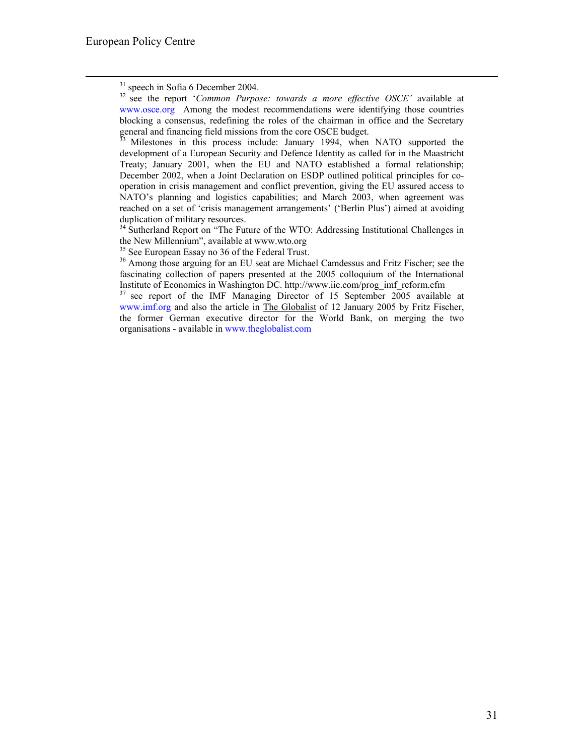[31] speech in Sofia 6 December 2004.

[32] see the report '*Common Purpose: towards a more effective OSCE'* available at www.osce.org Among the modest recommendations were identifying those countries blocking a consensus, redefining the roles of the chairman in office and the Secretary general and financing field missions from the core OSCE budget.

[33] Milestones in this process include: January 1994, when NATO supported the development of a European Security and Defence Identity as called for in the Maastricht Treaty; January 2001, when the EU and NATO established a formal relationship; December 2002, when a Joint Declaration on ESDP outlined political principles for co-operation in crisis management and conflict prevention, giving the EU assured access to NATO's planning and logistics capabilities; and March 2003, when agreement was reached on a set of 'crisis management arrangements' ('Berlin Plus') aimed at avoiding duplication of military resources.

[34] Sutherland Report on "The Future of the WTO: Addressing Institutional Challenges in the New Millennium", available at www.wto.org

[35] See European Essay no 36 of the Federal Trust.

[36] Among those arguing for an EU seat are Michael Camdessus and Fritz Fischer; see the fascinating collection of papers presented at the 2005 colloquium of the International Institute of Economics in Washington DC. http://www.iie.com/prog_imf_reform.cfm

[37] see report of the IMF Managing Director of 15 September 2005 available at www.imf.org and also the article in The Globalist of 12 January 2005 by Fritz Fischer, the former German executive director for the World Bank, on merging the two organisations - available in www.theglobalist.com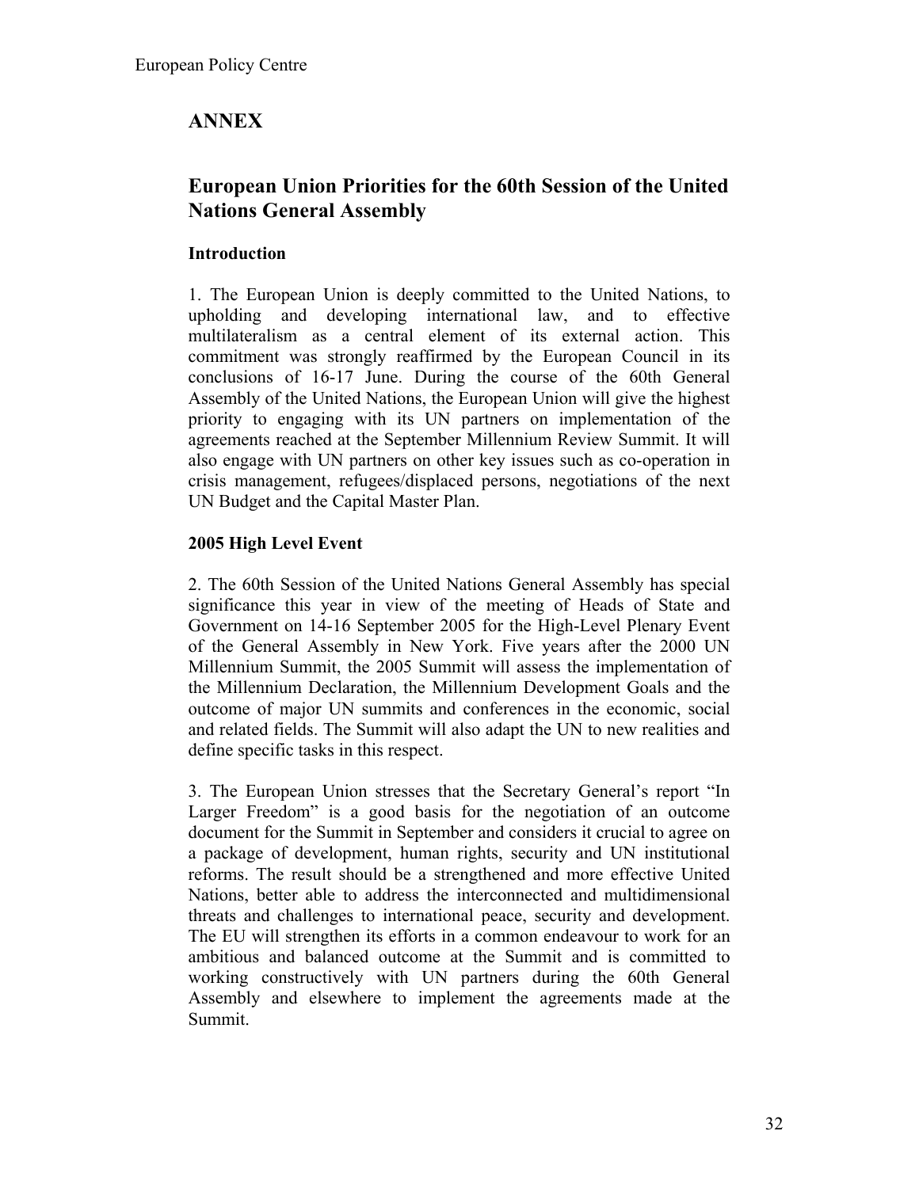# ANNEX

## European Union Priorities for the 60th Session of the United Nations General Assembly

### Introduction

1. The European Union is deeply committed to the United Nations, to upholding and developing international law, and to effective multilateralism as a central element of its external action. This commitment was strongly reaffirmed by the European Council in its conclusions of 16-17 June. During the course of the 60th General Assembly of the United Nations, the European Union will give the highest priority to engaging with its UN partners on implementation of the agreements reached at the September Millennium Review Summit. It will also engage with UN partners on other key issues such as co-operation in crisis management, refugees/displaced persons, negotiations of the next UN Budget and the Capital Master Plan.

### 2005 High Level Event

2. The 60th Session of the United Nations General Assembly has special significance this year in view of the meeting of Heads of State and Government on 14-16 September 2005 for the High-Level Plenary Event of the General Assembly in New York. Five years after the 2000 UN Millennium Summit, the 2005 Summit will assess the implementation of the Millennium Declaration, the Millennium Development Goals and the outcome of major UN summits and conferences in the economic, social and related fields. The Summit will also adapt the UN to new realities and define specific tasks in this respect.

3. The European Union stresses that the Secretary General's report "In Larger Freedom" is a good basis for the negotiation of an outcome document for the Summit in September and considers it crucial to agree on a package of development, human rights, security and UN institutional reforms. The result should be a strengthened and more effective United Nations, better able to address the interconnected and multidimensional threats and challenges to international peace, security and development. The EU will strengthen its efforts in a common endeavour to work for an ambitious and balanced outcome at the Summit and is committed to working constructively with UN partners during the 60th General Assembly and elsewhere to implement the agreements made at the Summit.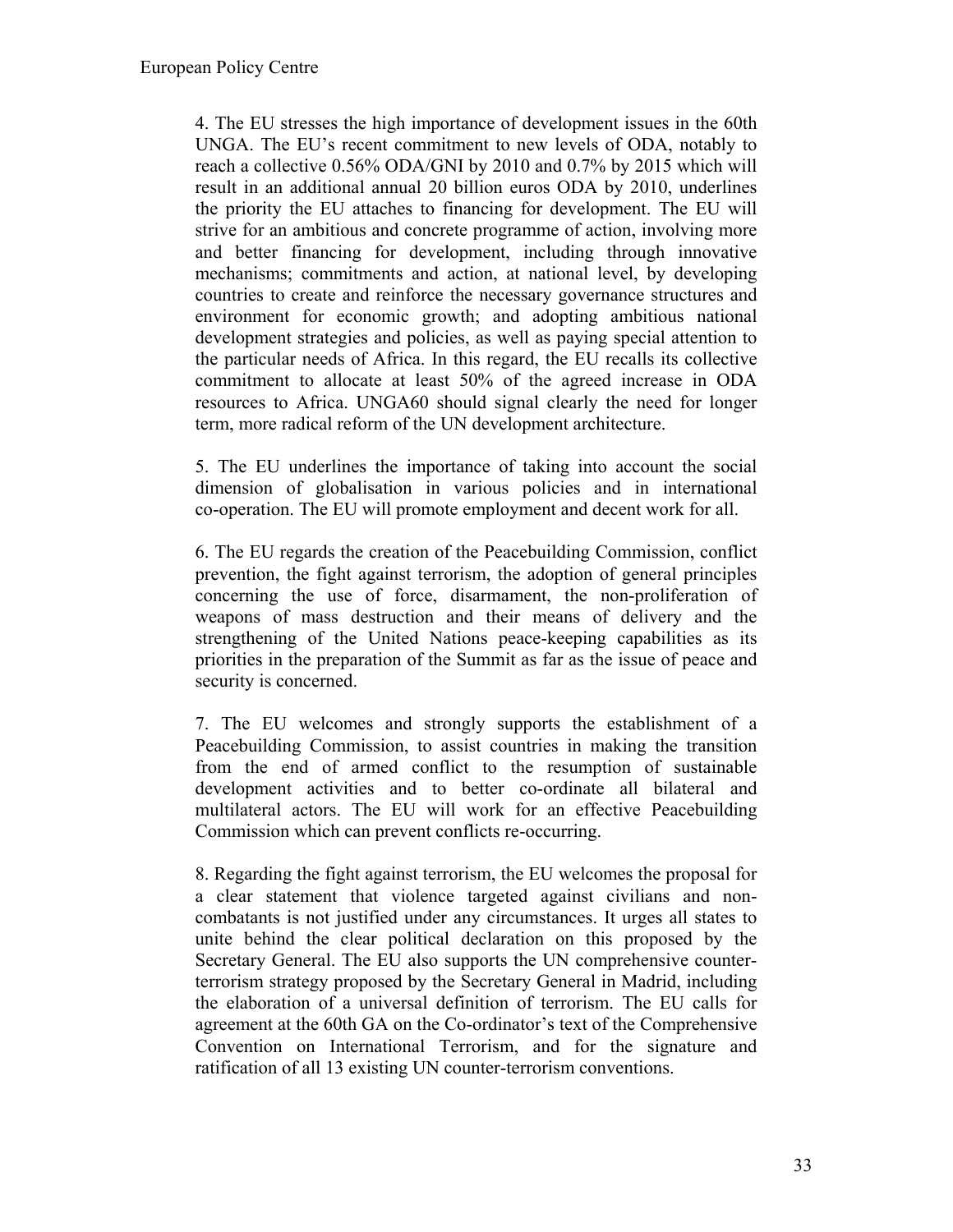4. The EU stresses the high importance of development issues in the 60th UNGA. The EU's recent commitment to new levels of ODA, notably to reach a collective 0.56% ODA/GNI by 2010 and 0.7% by 2015 which will result in an additional annual 20 billion euros ODA by 2010, underlines the priority the EU attaches to financing for development. The EU will strive for an ambitious and concrete programme of action, involving more and better financing for development, including through innovative mechanisms; commitments and action, at national level, by developing countries to create and reinforce the necessary governance structures and environment for economic growth; and adopting ambitious national development strategies and policies, as well as paying special attention to the particular needs of Africa. In this regard, the EU recalls its collective commitment to allocate at least 50% of the agreed increase in ODA resources to Africa. UNGA60 should signal clearly the need for longer term, more radical reform of the UN development architecture.

5. The EU underlines the importance of taking into account the social dimension of globalisation in various policies and in international co-operation. The EU will promote employment and decent work for all.

6. The EU regards the creation of the Peacebuilding Commission, conflict prevention, the fight against terrorism, the adoption of general principles concerning the use of force, disarmament, the non-proliferation of weapons of mass destruction and their means of delivery and the strengthening of the United Nations peace-keeping capabilities as its priorities in the preparation of the Summit as far as the issue of peace and security is concerned.

7. The EU welcomes and strongly supports the establishment of a Peacebuilding Commission, to assist countries in making the transition from the end of armed conflict to the resumption of sustainable development activities and to better co-ordinate all bilateral and multilateral actors. The EU will work for an effective Peacebuilding Commission which can prevent conflicts re-occurring.

8. Regarding the fight against terrorism, the EU welcomes the proposal for a clear statement that violence targeted against civilians and non-combatants is not justified under any circumstances. It urges all states to unite behind the clear political declaration on this proposed by the Secretary General. The EU also supports the UN comprehensive counter-terrorism strategy proposed by the Secretary General in Madrid, including the elaboration of a universal definition of terrorism. The EU calls for agreement at the 60th GA on the Co-ordinator's text of the Comprehensive Convention on International Terrorism, and for the signature and ratification of all 13 existing UN counter-terrorism conventions.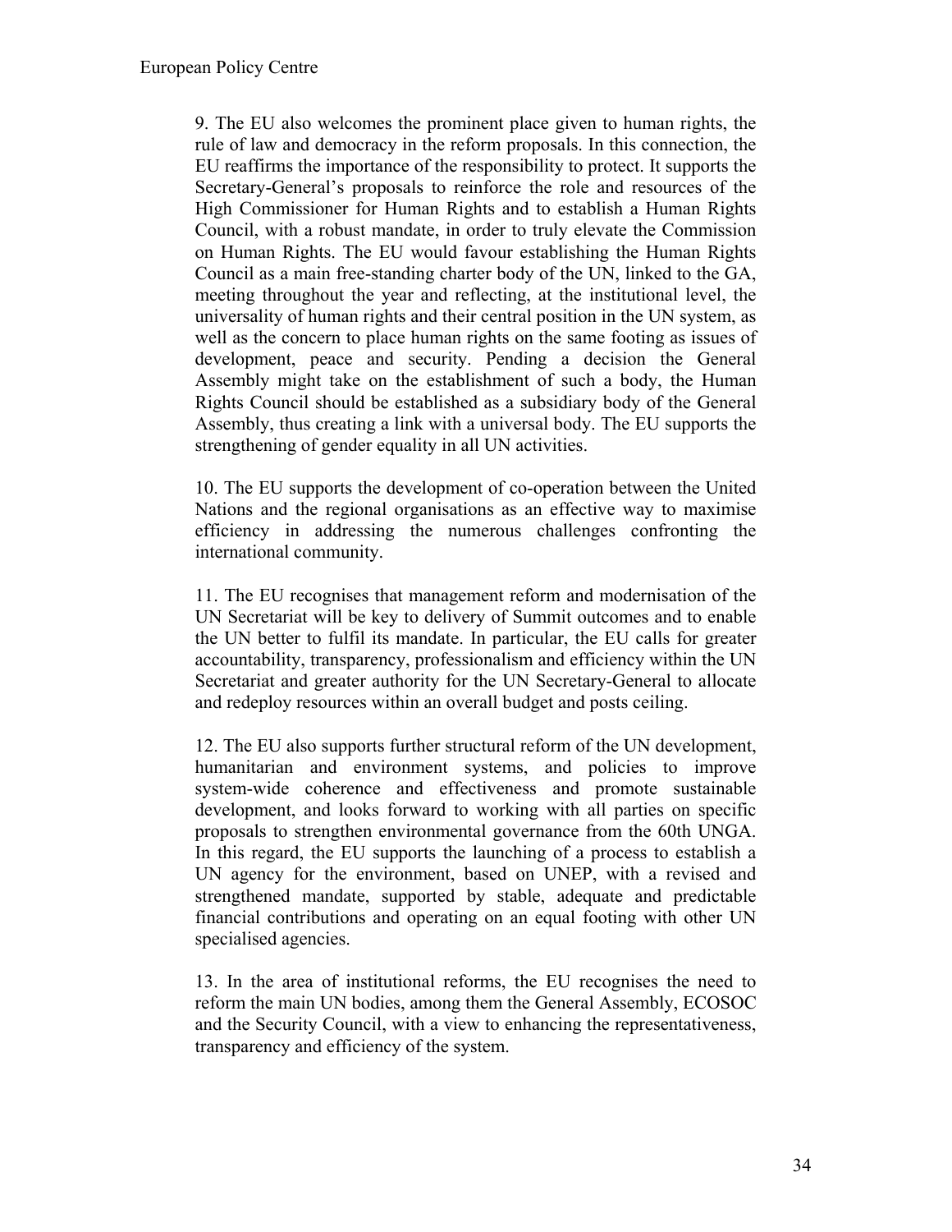9. The EU also welcomes the prominent place given to human rights, the rule of law and democracy in the reform proposals. In this connection, the EU reaffirms the importance of the responsibility to protect. It supports the Secretary-General's proposals to reinforce the role and resources of the High Commissioner for Human Rights and to establish a Human Rights Council, with a robust mandate, in order to truly elevate the Commission on Human Rights. The EU would favour establishing the Human Rights Council as a main free-standing charter body of the UN, linked to the GA, meeting throughout the year and reflecting, at the institutional level, the universality of human rights and their central position in the UN system, as well as the concern to place human rights on the same footing as issues of development, peace and security. Pending a decision the General Assembly might take on the establishment of such a body, the Human Rights Council should be established as a subsidiary body of the General Assembly, thus creating a link with a universal body. The EU supports the strengthening of gender equality in all UN activities.

10. The EU supports the development of co-operation between the United Nations and the regional organisations as an effective way to maximise efficiency in addressing the numerous challenges confronting the international community.

11. The EU recognises that management reform and modernisation of the UN Secretariat will be key to delivery of Summit outcomes and to enable the UN better to fulfil its mandate. In particular, the EU calls for greater accountability, transparency, professionalism and efficiency within the UN Secretariat and greater authority for the UN Secretary-General to allocate and redeploy resources within an overall budget and posts ceiling.

12. The EU also supports further structural reform of the UN development, humanitarian and environment systems, and policies to improve system-wide coherence and effectiveness and promote sustainable development, and looks forward to working with all parties on specific proposals to strengthen environmental governance from the 60th UNGA. In this regard, the EU supports the launching of a process to establish a UN agency for the environment, based on UNEP, with a revised and strengthened mandate, supported by stable, adequate and predictable financial contributions and operating on an equal footing with other UN specialised agencies.

13. In the area of institutional reforms, the EU recognises the need to reform the main UN bodies, among them the General Assembly, ECOSOC and the Security Council, with a view to enhancing the representativeness, transparency and efficiency of the system.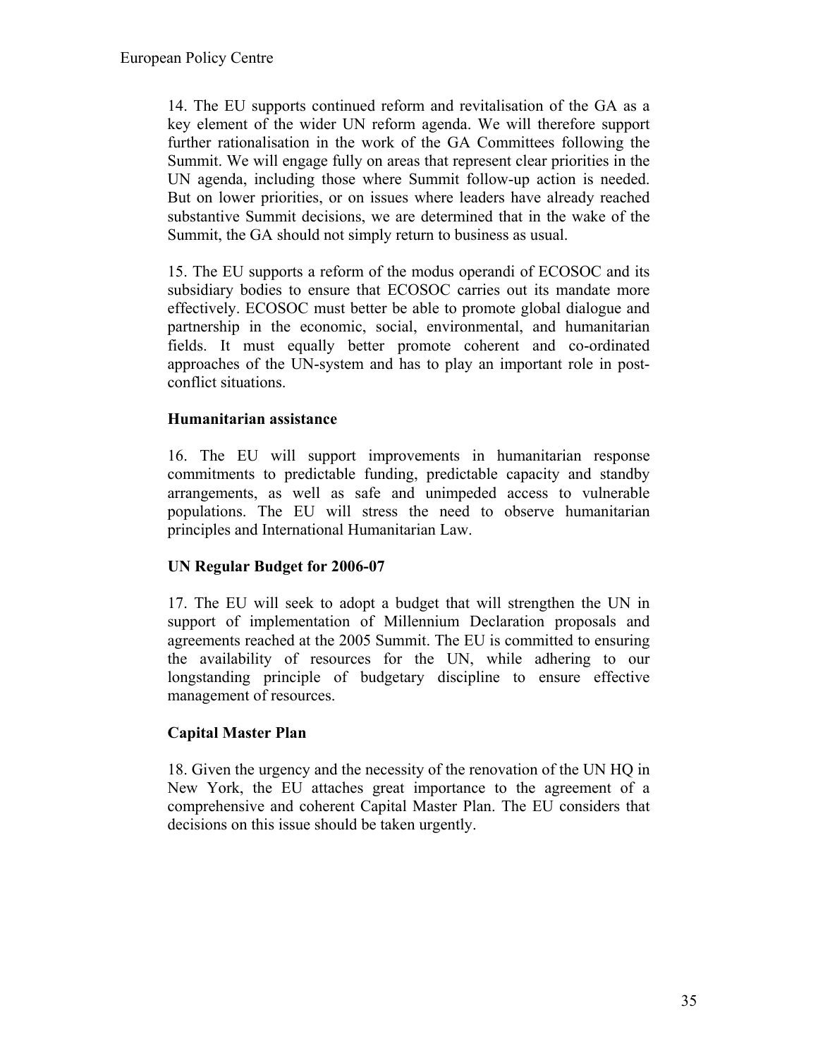14. The EU supports continued reform and revitalisation of the GA as a key element of the wider UN reform agenda. We will therefore support further rationalisation in the work of the GA Committees following the Summit. We will engage fully on areas that represent clear priorities in the UN agenda, including those where Summit follow-up action is needed. But on lower priorities, or on issues where leaders have already reached substantive Summit decisions, we are determined that in the wake of the Summit, the GA should not simply return to business as usual.

15. The EU supports a reform of the modus operandi of ECOSOC and its subsidiary bodies to ensure that ECOSOC carries out its mandate more effectively. ECOSOC must better be able to promote global dialogue and partnership in the economic, social, environmental, and humanitarian fields. It must equally better promote coherent and co-ordinated approaches of the UN-system and has to play an important role in post-conflict situations.

**Humanitarian assistance**

16. The EU will support improvements in humanitarian response commitments to predictable funding, predictable capacity and standby arrangements, as well as safe and unimpeded access to vulnerable populations. The EU will stress the need to observe humanitarian principles and International Humanitarian Law.

**UN Regular Budget for 2006-07**

17. The EU will seek to adopt a budget that will strengthen the UN in support of implementation of Millennium Declaration proposals and agreements reached at the 2005 Summit. The EU is committed to ensuring the availability of resources for the UN, while adhering to our longstanding principle of budgetary discipline to ensure effective management of resources.

**Capital Master Plan**

18. Given the urgency and the necessity of the renovation of the UN HQ in New York, the EU attaches great importance to the agreement of a comprehensive and coherent Capital Master Plan. The EU considers that decisions on this issue should be taken urgently.